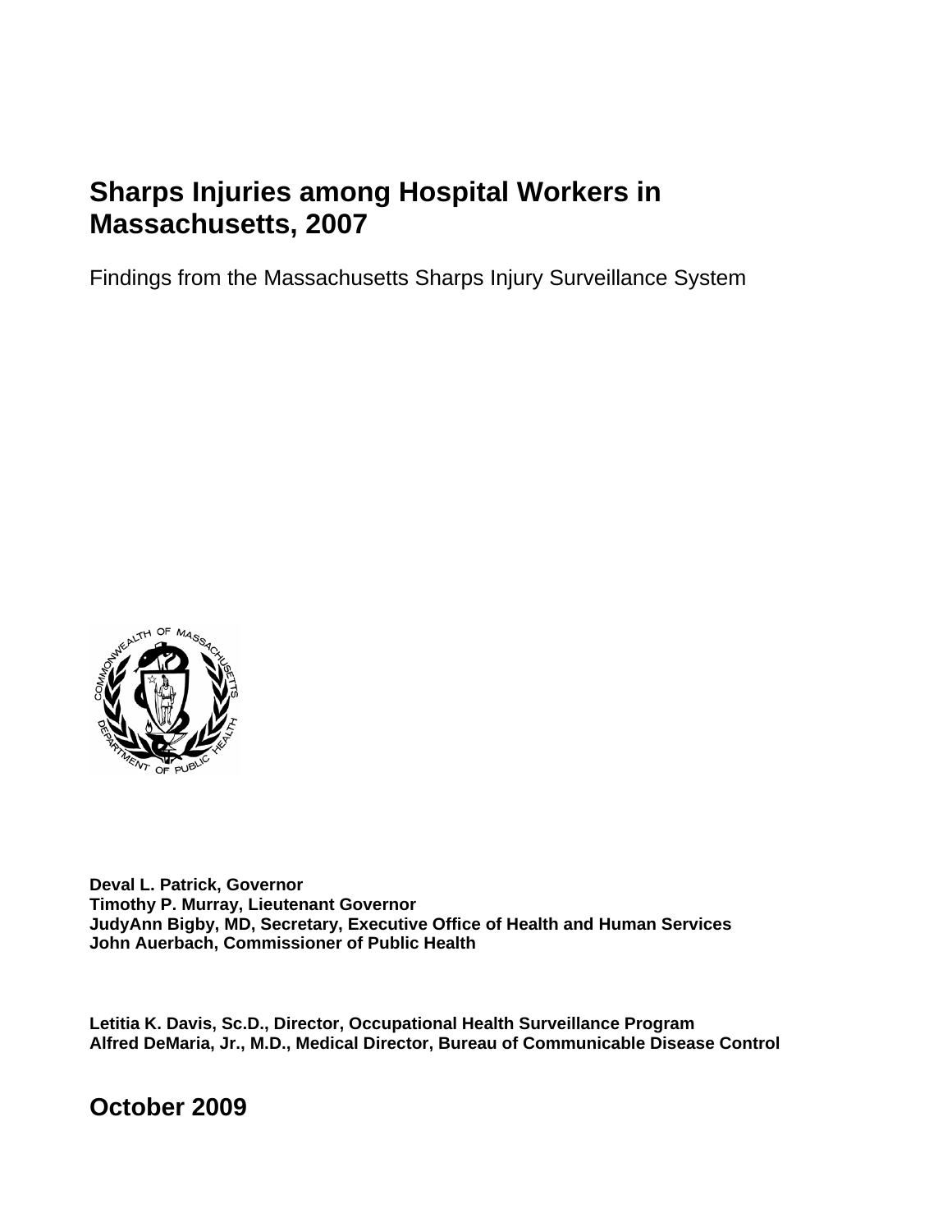# Sharps Injuries among Hospital Workers in Massachusetts, 2007

Findings from the Massachusetts Sharps Injury Surveillance System

**Deval L. Patrick, Governor**
**Timothy P. Murray, Lieutenant Governor**
**JudyAnn Bigby, MD, Secretary, Executive Office of Health and Human Services**
**John Auerbach, Commissioner of Public Health**

**Letitia K. Davis, Sc.D., Director, Occupational Health Surveillance Program**
**Alfred DeMaria, Jr., M.D., Medical Director, Bureau of Communicable Disease Control**

## October 2009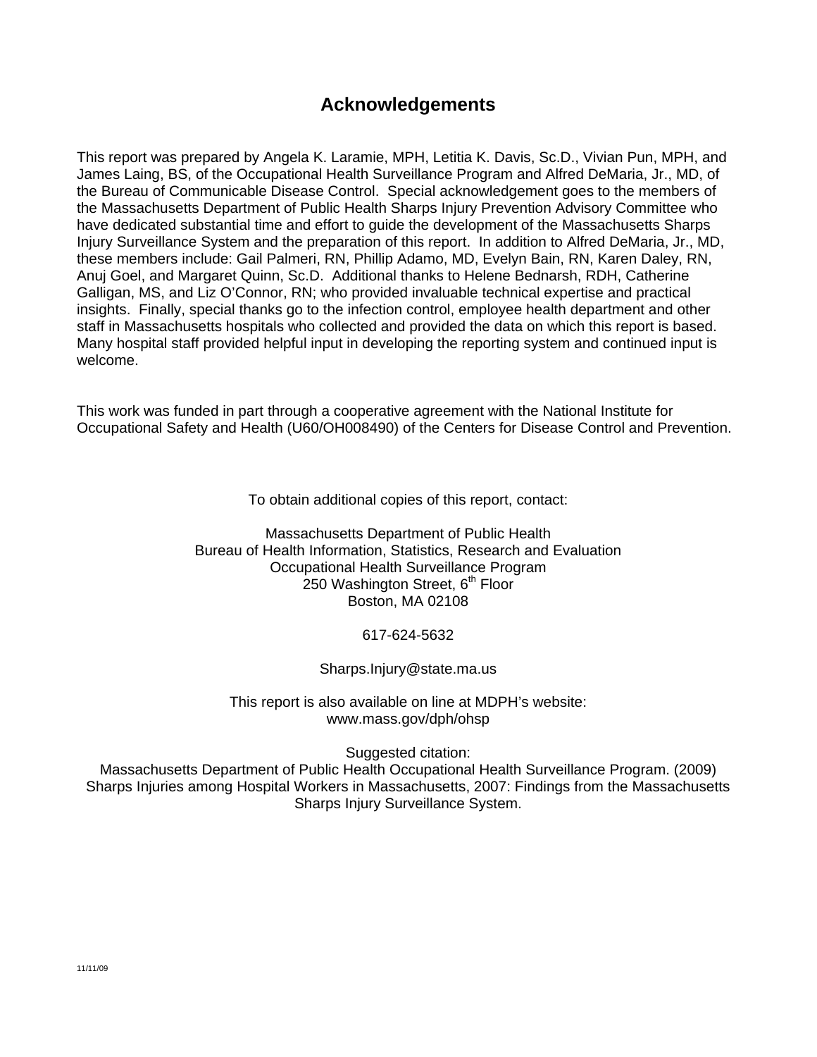## Acknowledgements

This report was prepared by Angela K. Laramie, MPH, Letitia K. Davis, Sc.D., Vivian Pun, MPH, and James Laing, BS, of the Occupational Health Surveillance Program and Alfred DeMaria, Jr., MD, of the Bureau of Communicable Disease Control. Special acknowledgement goes to the members of the Massachusetts Department of Public Health Sharps Injury Prevention Advisory Committee who have dedicated substantial time and effort to guide the development of the Massachusetts Sharps Injury Surveillance System and the preparation of this report. In addition to Alfred DeMaria, Jr., MD, these members include: Gail Palmeri, RN, Phillip Adamo, MD, Evelyn Bain, RN, Karen Daley, RN, Anuj Goel, and Margaret Quinn, Sc.D. Additional thanks to Helene Bednarsh, RDH, Catherine Galligan, MS, and Liz O'Connor, RN; who provided invaluable technical expertise and practical insights. Finally, special thanks go to the infection control, employee health department and other staff in Massachusetts hospitals who collected and provided the data on which this report is based. Many hospital staff provided helpful input in developing the reporting system and continued input is welcome.

This work was funded in part through a cooperative agreement with the National Institute for Occupational Safety and Health (U60/OH008490) of the Centers for Disease Control and Prevention.

To obtain additional copies of this report, contact:

Massachusetts Department of Public Health
Bureau of Health Information, Statistics, Research and Evaluation
Occupational Health Surveillance Program
250 Washington Street, 6th Floor
Boston, MA 02108

617-624-5632

Sharps.Injury@state.ma.us

This report is also available on line at MDPH's website:
www.mass.gov/dph/ohsp

Suggested citation:
Massachusetts Department of Public Health Occupational Health Surveillance Program. (2009) Sharps Injuries among Hospital Workers in Massachusetts, 2007: Findings from the Massachusetts Sharps Injury Surveillance System.

11/11/09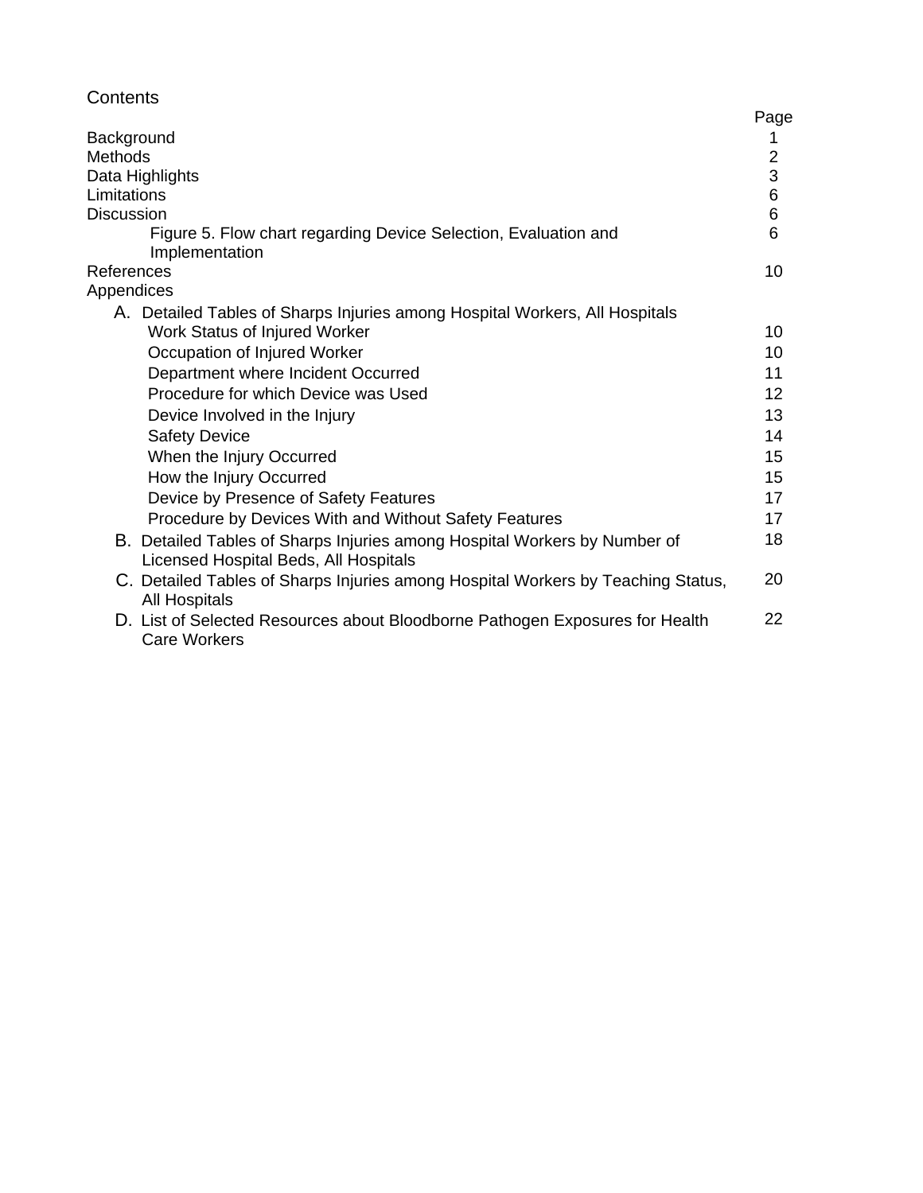# Contents

| | Page |
|---|---|
| Background | 1 |
| Methods | 2 |
| Data Highlights | 3 |
| Limitations | 6 |
| Discussion | 6 |
| Figure 5. Flow chart regarding Device Selection, Evaluation and Implementation | 6 |
| References | 10 |
| Appendices | |
| A. Detailed Tables of Sharps Injuries among Hospital Workers, All Hospitals | |
| Work Status of Injured Worker | 10 |
| Occupation of Injured Worker | 10 |
| Department where Incident Occurred | 11 |
| Procedure for which Device was Used | 12 |
| Device Involved in the Injury | 13 |
| Safety Device | 14 |
| When the Injury Occurred | 15 |
| How the Injury Occurred | 15 |
| Device by Presence of Safety Features | 17 |
| Procedure by Devices With and Without Safety Features | 17 |
| B. Detailed Tables of Sharps Injuries among Hospital Workers by Number of Licensed Hospital Beds, All Hospitals | 18 |
| C. Detailed Tables of Sharps Injuries among Hospital Workers by Teaching Status, All Hospitals | 20 |
| D. List of Selected Resources about Bloodborne Pathogen Exposures for Health Care Workers | 22 |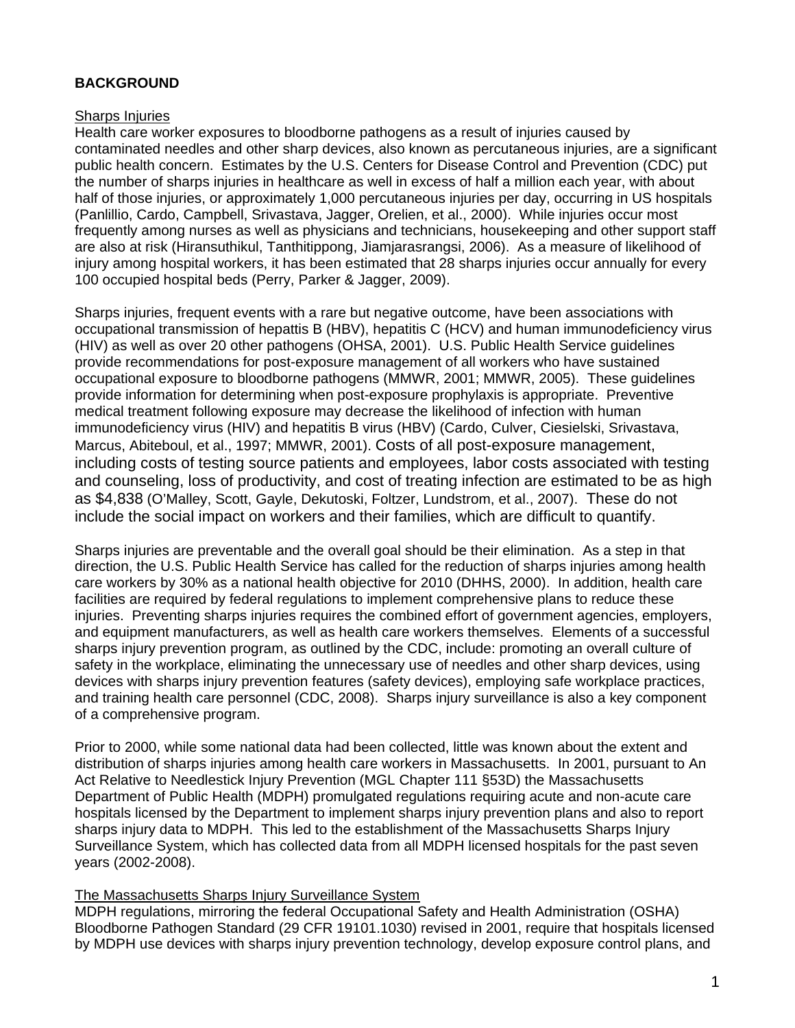**BACKGROUND**

Sharps Injuries

Health care worker exposures to bloodborne pathogens as a result of injuries caused by contaminated needles and other sharp devices, also known as percutaneous injuries, are a significant public health concern. Estimates by the U.S. Centers for Disease Control and Prevention (CDC) put the number of sharps injuries in healthcare as well in excess of half a million each year, with about half of those injuries, or approximately 1,000 percutaneous injuries per day, occurring in US hospitals (Panlillio, Cardo, Campbell, Srivastava, Jagger, Orelien, et al., 2000). While injuries occur most frequently among nurses as well as physicians and technicians, housekeeping and other support staff are also at risk (Hiransuthikul, Tanthitippong, Jiamjarasrangsi, 2006). As a measure of likelihood of injury among hospital workers, it has been estimated that 28 sharps injuries occur annually for every 100 occupied hospital beds (Perry, Parker & Jagger, 2009).

Sharps injuries, frequent events with a rare but negative outcome, have been associations with occupational transmission of hepattis B (HBV), hepatitis C (HCV) and human immunodeficiency virus (HIV) as well as over 20 other pathogens (OHSA, 2001). U.S. Public Health Service guidelines provide recommendations for post-exposure management of all workers who have sustained occupational exposure to bloodborne pathogens (MMWR, 2001; MMWR, 2005). These guidelines provide information for determining when post-exposure prophylaxis is appropriate. Preventive medical treatment following exposure may decrease the likelihood of infection with human immunodeficiency virus (HIV) and hepatitis B virus (HBV) (Cardo, Culver, Ciesielski, Srivastava, Marcus, Abiteboul, et al., 1997; MMWR, 2001). Costs of all post-exposure management, including costs of testing source patients and employees, labor costs associated with testing and counseling, loss of productivity, and cost of treating infection are estimated to be as high as $4,838 (O'Malley, Scott, Gayle, Dekutoski, Foltzer, Lundstrom, et al., 2007). These do not include the social impact on workers and their families, which are difficult to quantify.

Sharps injuries are preventable and the overall goal should be their elimination. As a step in that direction, the U.S. Public Health Service has called for the reduction of sharps injuries among health care workers by 30% as a national health objective for 2010 (DHHS, 2000). In addition, health care facilities are required by federal regulations to implement comprehensive plans to reduce these injuries. Preventing sharps injuries requires the combined effort of government agencies, employers, and equipment manufacturers, as well as health care workers themselves. Elements of a successful sharps injury prevention program, as outlined by the CDC, include: promoting an overall culture of safety in the workplace, eliminating the unnecessary use of needles and other sharp devices, using devices with sharps injury prevention features (safety devices), employing safe workplace practices, and training health care personnel (CDC, 2008). Sharps injury surveillance is also a key component of a comprehensive program.

Prior to 2000, while some national data had been collected, little was known about the extent and distribution of sharps injuries among health care workers in Massachusetts. In 2001, pursuant to An Act Relative to Needlestick Injury Prevention (MGL Chapter 111 §53D) the Massachusetts Department of Public Health (MDPH) promulgated regulations requiring acute and non-acute care hospitals licensed by the Department to implement sharps injury prevention plans and also to report sharps injury data to MDPH. This led to the establishment of the Massachusetts Sharps Injury Surveillance System, which has collected data from all MDPH licensed hospitals for the past seven years (2002-2008).

The Massachusetts Sharps Injury Surveillance System

MDPH regulations, mirroring the federal Occupational Safety and Health Administration (OSHA) Bloodborne Pathogen Standard (29 CFR 19101.1030) revised in 2001, require that hospitals licensed by MDPH use devices with sharps injury prevention technology, develop exposure control plans, and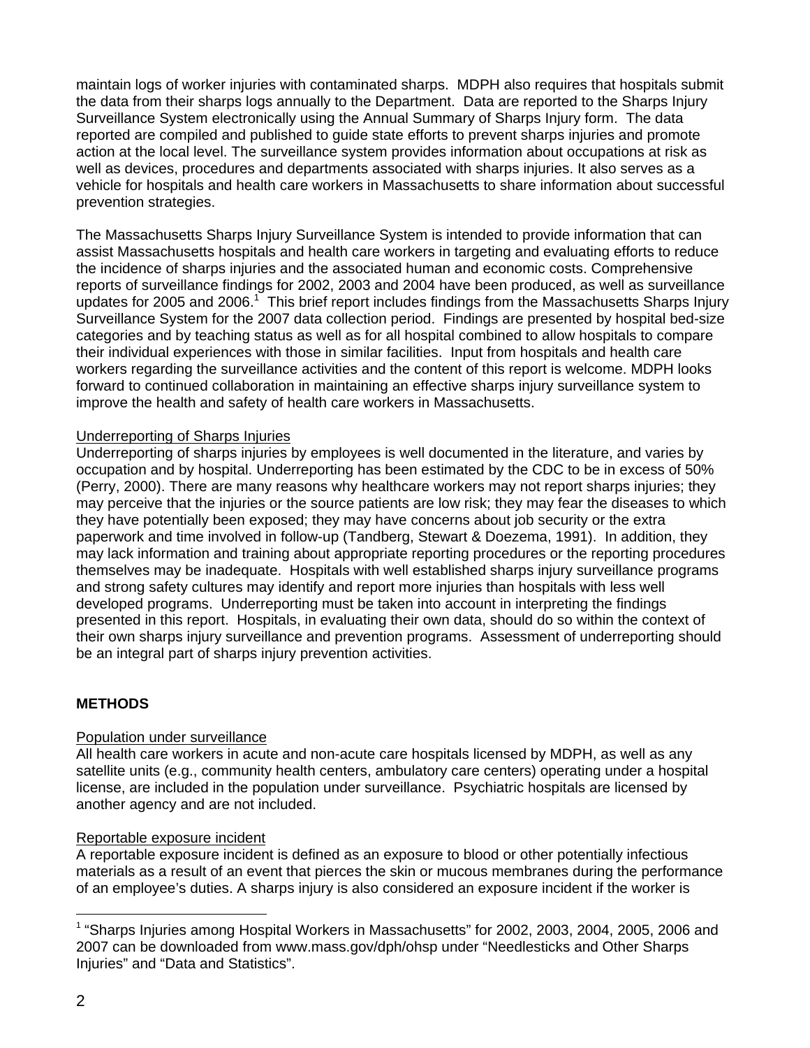maintain logs of worker injuries with contaminated sharps. MDPH also requires that hospitals submit the data from their sharps logs annually to the Department. Data are reported to the Sharps Injury Surveillance System electronically using the Annual Summary of Sharps Injury form. The data reported are compiled and published to guide state efforts to prevent sharps injuries and promote action at the local level. The surveillance system provides information about occupations at risk as well as devices, procedures and departments associated with sharps injuries. It also serves as a vehicle for hospitals and health care workers in Massachusetts to share information about successful prevention strategies.

The Massachusetts Sharps Injury Surveillance System is intended to provide information that can assist Massachusetts hospitals and health care workers in targeting and evaluating efforts to reduce the incidence of sharps injuries and the associated human and economic costs. Comprehensive reports of surveillance findings for 2002, 2003 and 2004 have been produced, as well as surveillance updates for 2005 and 2006.[1] This brief report includes findings from the Massachusetts Sharps Injury Surveillance System for the 2007 data collection period. Findings are presented by hospital bed-size categories and by teaching status as well as for all hospital combined to allow hospitals to compare their individual experiences with those in similar facilities. Input from hospitals and health care workers regarding the surveillance activities and the content of this report is welcome. MDPH looks forward to continued collaboration in maintaining an effective sharps injury surveillance system to improve the health and safety of health care workers in Massachusetts.

Underreporting of Sharps Injuries

Underreporting of sharps injuries by employees is well documented in the literature, and varies by occupation and by hospital. Underreporting has been estimated by the CDC to be in excess of 50% (Perry, 2000). There are many reasons why healthcare workers may not report sharps injuries; they may perceive that the injuries or the source patients are low risk; they may fear the diseases to which they have potentially been exposed; they may have concerns about job security or the extra paperwork and time involved in follow-up (Tandberg, Stewart & Doezema, 1991). In addition, they may lack information and training about appropriate reporting procedures or the reporting procedures themselves may be inadequate. Hospitals with well established sharps injury surveillance programs and strong safety cultures may identify and report more injuries than hospitals with less well developed programs. Underreporting must be taken into account in interpreting the findings presented in this report. Hospitals, in evaluating their own data, should do so within the context of their own sharps injury surveillance and prevention programs. Assessment of underreporting should be an integral part of sharps injury prevention activities.

## METHODS

Population under surveillance

All health care workers in acute and non-acute care hospitals licensed by MDPH, as well as any satellite units (e.g., community health centers, ambulatory care centers) operating under a hospital license, are included in the population under surveillance. Psychiatric hospitals are licensed by another agency and are not included.

Reportable exposure incident

A reportable exposure incident is defined as an exposure to blood or other potentially infectious materials as a result of an event that pierces the skin or mucous membranes during the performance of an employee's duties. A sharps injury is also considered an exposure incident if the worker is

[1] "Sharps Injuries among Hospital Workers in Massachusetts" for 2002, 2003, 2004, 2005, 2006 and 2007 can be downloaded from www.mass.gov/dph/ohsp under "Needlesticks and Other Sharps Injuries" and "Data and Statistics".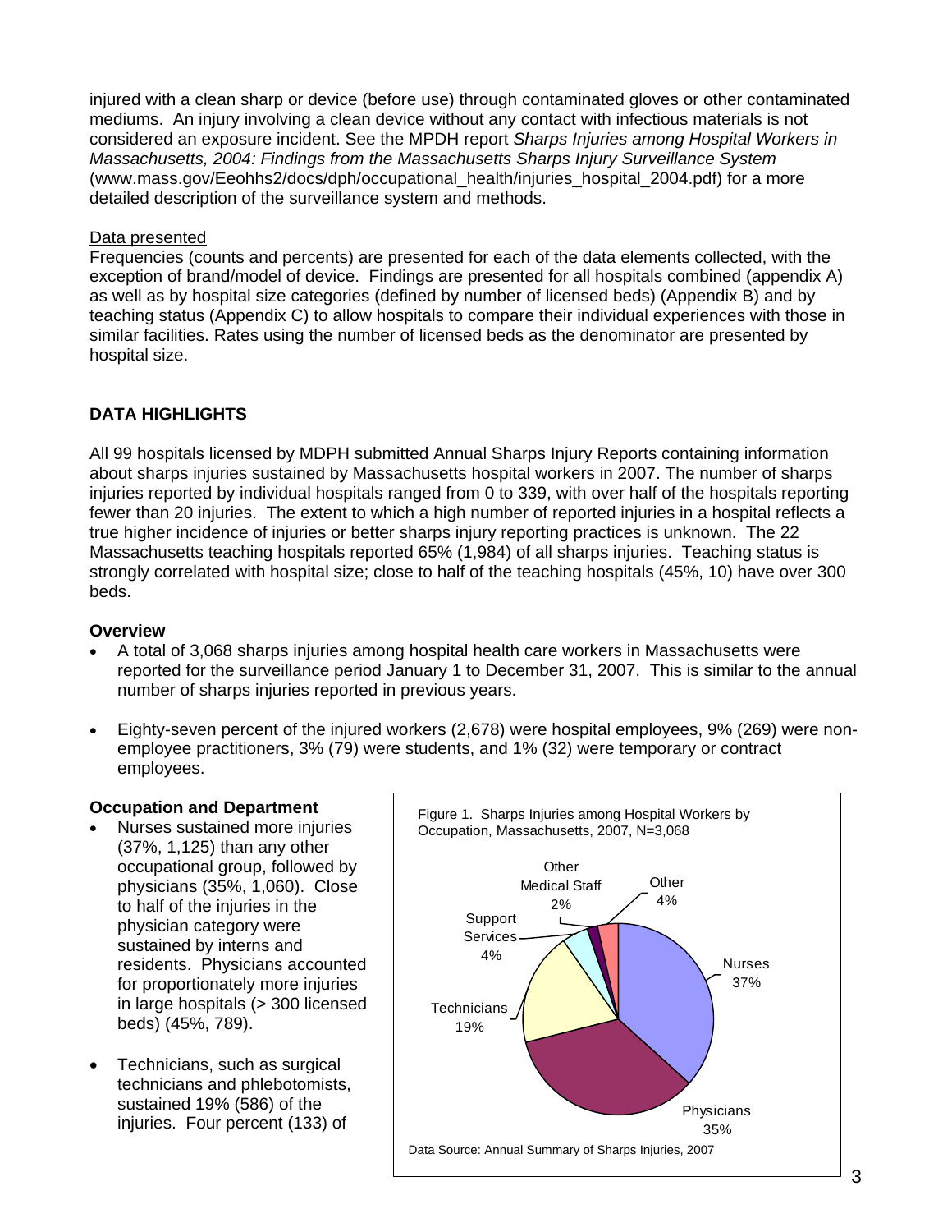injured with a clean sharp or device (before use) through contaminated gloves or other contaminated mediums. An injury involving a clean device without any contact with infectious materials is not considered an exposure incident. See the MPDH report *Sharps Injuries among Hospital Workers in Massachusetts, 2004: Findings from the Massachusetts Sharps Injury Surveillance System* (www.mass.gov/Eeohhs2/docs/dph/occupational_health/injuries_hospital_2004.pdf) for a more detailed description of the surveillance system and methods.

Data presented

Frequencies (counts and percents) are presented for each of the data elements collected, with the exception of brand/model of device. Findings are presented for all hospitals combined (appendix A) as well as by hospital size categories (defined by number of licensed beds) (Appendix B) and by teaching status (Appendix C) to allow hospitals to compare their individual experiences with those in similar facilities. Rates using the number of licensed beds as the denominator are presented by hospital size.

## DATA HIGHLIGHTS

All 99 hospitals licensed by MDPH submitted Annual Sharps Injury Reports containing information about sharps injuries sustained by Massachusetts hospital workers in 2007. The number of sharps injuries reported by individual hospitals ranged from 0 to 339, with over half of the hospitals reporting fewer than 20 injuries. The extent to which a high number of reported injuries in a hospital reflects a true higher incidence of injuries or better sharps injury reporting practices is unknown. The 22 Massachusetts teaching hospitals reported 65% (1,984) of all sharps injuries. Teaching status is strongly correlated with hospital size; close to half of the teaching hospitals (45%, 10) have over 300 beds.

### Overview

- A total of 3,068 sharps injuries among hospital health care workers in Massachusetts were reported for the surveillance period January 1 to December 31, 2007. This is similar to the annual number of sharps injuries reported in previous years.
- Eighty-seven percent of the injured workers (2,678) were hospital employees, 9% (269) were non-employee practitioners, 3% (79) were students, and 1% (32) were temporary or contract employees.

### Occupation and Department

- Nurses sustained more injuries (37%, 1,125) than any other occupational group, followed by physicians (35%, 1,060). Close to half of the injuries in the physician category were sustained by interns and residents. Physicians accounted for proportionately more injuries in large hospitals (> 300 licensed beds) (45%, 789).
- Technicians, such as surgical technicians and phlebotomists, sustained 19% (586) of the injuries. Four percent (133) of

Figure 1. Sharps Injuries among Hospital Workers by Occupation, Massachusetts, 2007, N=3,068

| Occupation | Percent |
|---|---|
| Nurses | 37% |
| Physicians | 35% |
| Technicians | 19% |
| Support Services | 4% |
| Other Medical Staff | 2% |
| Other | 4% |

Data Source: Annual Summary of Sharps Injuries, 2007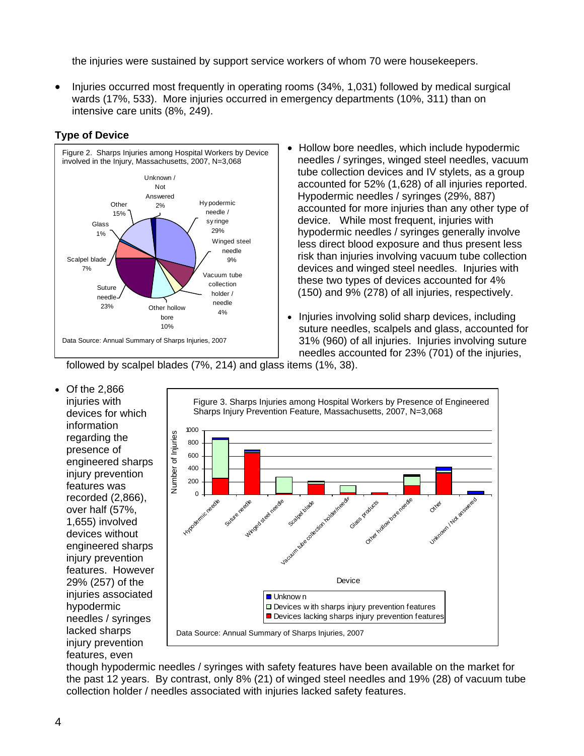the injuries were sustained by support service workers of whom 70 were housekeepers.

- Injuries occurred most frequently in operating rooms (34%, 1,031) followed by medical surgical wards (17%, 533). More injuries occurred in emergency departments (10%, 311) than on intensive care units (8%, 249).

### Type of Device

Figure 2. Sharps Injuries among Hospital Workers by Device involved in the Injury, Massachusetts, 2007, N=3,068

Data Source: Annual Summary of Sharps Injuries, 2007

- Hollow bore needles, which include hypodermic needles / syringes, winged steel needles, vacuum tube collection devices and IV stylets, as a group accounted for 52% (1,628) of all injuries reported. Hypodermic needles / syringes (29%, 887) accounted for more injuries than any other type of device. While most frequent, injuries with hypodermic needles / syringes generally involve less direct blood exposure and thus present less risk than injuries involving vacuum tube collection devices and winged steel needles. Injuries with these two types of devices accounted for 4% (150) and 9% (278) of all injuries, respectively.

- Injuries involving solid sharp devices, including suture needles, scalpels and glass, accounted for 31% (960) of all injuries. Injuries involving suture needles accounted for 23% (701) of the injuries, followed by scalpel blades (7%, 214) and glass items (1%, 38).

Figure 3. Sharps Injuries among Hospital Workers by Presence of Engineered Sharps Injury Prevention Feature, Massachusetts, 2007, N=3,068

Data Source: Annual Summary of Sharps Injuries, 2007

- Of the 2,866 injuries with devices for which information regarding the presence of engineered sharps injury prevention features was recorded (2,866), over half (57%, 1,655) involved devices without engineered sharps injury prevention features. However 29% (257) of the injuries associated hypodermic needles / syringes lacked sharps injury prevention features, even though hypodermic needles / syringes with safety features have been available on the market for the past 12 years. By contrast, only 8% (21) of winged steel needles and 19% (28) of vacuum tube collection holder / needles associated with injuries lacked safety features.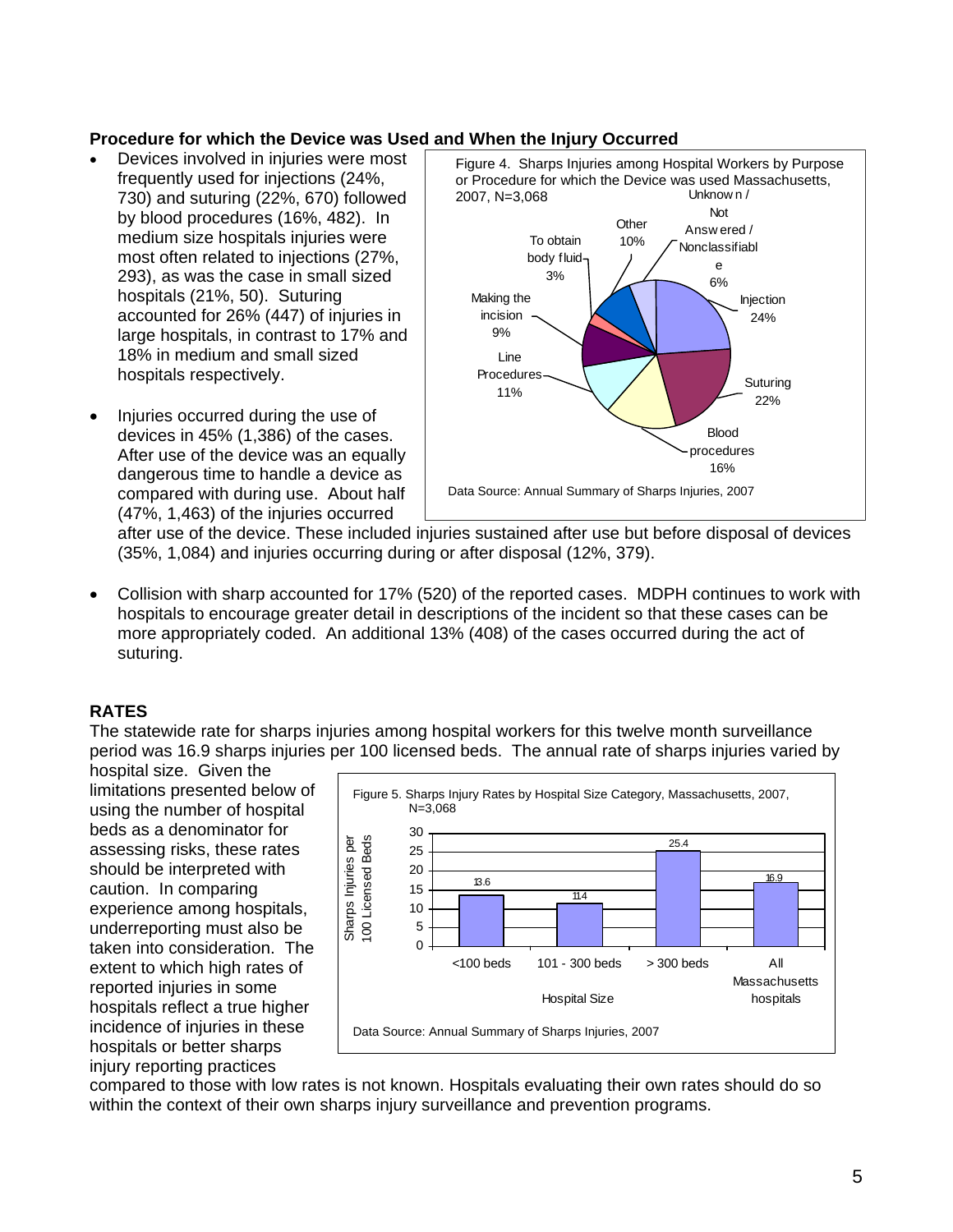### Procedure for which the Device was Used and When the Injury Occurred

- Devices involved in injuries were most frequently used for injections (24%, 730) and suturing (22%, 670) followed by blood procedures (16%, 482). In medium size hospitals injuries were most often related to injections (27%, 293), as was the case in small sized hospitals (21%, 50). Suturing accounted for 26% (447) of injuries in large hospitals, in contrast to 17% and 18% in medium and small sized hospitals respectively.
- Injuries occurred during the use of devices in 45% (1,386) of the cases. After use of the device was an equally dangerous time to handle a device as compared with during use. About half (47%, 1,463) of the injuries occurred after use of the device. These included injuries sustained after use but before disposal of devices (35%, 1,084) and injuries occurring during or after disposal (12%, 379).
- Collision with sharp accounted for 17% (520) of the reported cases. MDPH continues to work with hospitals to encourage greater detail in descriptions of the incident so that these cases can be more appropriately coded. An additional 13% (408) of the cases occurred during the act of suturing.

Figure 4. Sharps Injuries among Hospital Workers by Purpose or Procedure for which the Device was used Massachusetts, 2007, N=3,068

| Purpose or Procedure | Percent |
|---|---|
| Injection | 24% |
| Suturing | 22% |
| Blood procedures | 16% |
| Line Procedures | 11% |
| Making the incision | 9% |
| To obtain body fluid | 3% |
| Other | 10% |
| Unknown / Not Answered / Nonclassifiable | 6% |

Data Source: Annual Summary of Sharps Injuries, 2007

## RATES

The statewide rate for sharps injuries among hospital workers for this twelve month surveillance period was 16.9 sharps injuries per 100 licensed beds. The annual rate of sharps injuries varied by hospital size. Given the limitations presented below of using the number of hospital beds as a denominator for assessing risks, these rates should be interpreted with caution. In comparing experience among hospitals, underreporting must also be taken into consideration. The extent to which high rates of reported injuries in some hospitals reflect a true higher incidence of injuries in these hospitals or better sharps injury reporting practices compared to those with low rates is not known. Hospitals evaluating their own rates should do so within the context of their own sharps injury surveillance and prevention programs.

Figure 5. Sharps Injury Rates by Hospital Size Category, Massachusetts, 2007, N=3,068

| Hospital Size | Sharps Injuries per 100 Licensed Beds |
|---|---|
| <100 beds | 13.6 |
| 101 - 300 beds | 11.4 |
| > 300 beds | 25.4 |
| All Massachusetts hospitals | 16.9 |

Data Source: Annual Summary of Sharps Injuries, 2007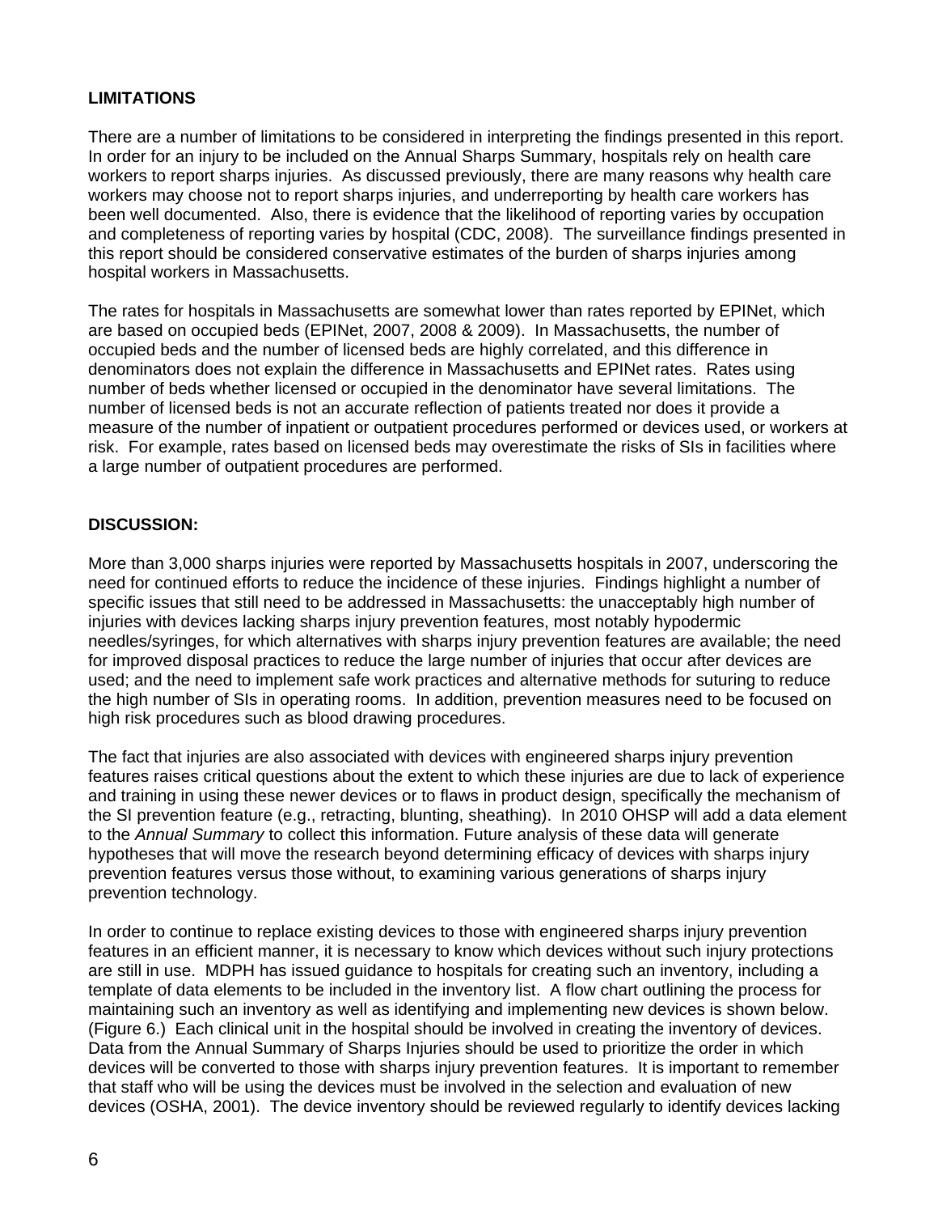**LIMITATIONS**

There are a number of limitations to be considered in interpreting the findings presented in this report. In order for an injury to be included on the Annual Sharps Summary, hospitals rely on health care workers to report sharps injuries. As discussed previously, there are many reasons why health care workers may choose not to report sharps injuries, and underreporting by health care workers has been well documented. Also, there is evidence that the likelihood of reporting varies by occupation and completeness of reporting varies by hospital (CDC, 2008). The surveillance findings presented in this report should be considered conservative estimates of the burden of sharps injuries among hospital workers in Massachusetts.

The rates for hospitals in Massachusetts are somewhat lower than rates reported by EPINet, which are based on occupied beds (EPINet, 2007, 2008 & 2009). In Massachusetts, the number of occupied beds and the number of licensed beds are highly correlated, and this difference in denominators does not explain the difference in Massachusetts and EPINet rates. Rates using number of beds whether licensed or occupied in the denominator have several limitations. The number of licensed beds is not an accurate reflection of patients treated nor does it provide a measure of the number of inpatient or outpatient procedures performed or devices used, or workers at risk. For example, rates based on licensed beds may overestimate the risks of SIs in facilities where a large number of outpatient procedures are performed.

**DISCUSSION:**

More than 3,000 sharps injuries were reported by Massachusetts hospitals in 2007, underscoring the need for continued efforts to reduce the incidence of these injuries. Findings highlight a number of specific issues that still need to be addressed in Massachusetts: the unacceptably high number of injuries with devices lacking sharps injury prevention features, most notably hypodermic needles/syringes, for which alternatives with sharps injury prevention features are available; the need for improved disposal practices to reduce the large number of injuries that occur after devices are used; and the need to implement safe work practices and alternative methods for suturing to reduce the high number of SIs in operating rooms. In addition, prevention measures need to be focused on high risk procedures such as blood drawing procedures.

The fact that injuries are also associated with devices with engineered sharps injury prevention features raises critical questions about the extent to which these injuries are due to lack of experience and training in using these newer devices or to flaws in product design, specifically the mechanism of the SI prevention feature (e.g., retracting, blunting, sheathing). In 2010 OHSP will add a data element to the *Annual Summary* to collect this information. Future analysis of these data will generate hypotheses that will move the research beyond determining efficacy of devices with sharps injury prevention features versus those without, to examining various generations of sharps injury prevention technology.

In order to continue to replace existing devices to those with engineered sharps injury prevention features in an efficient manner, it is necessary to know which devices without such injury protections are still in use. MDPH has issued guidance to hospitals for creating such an inventory, including a template of data elements to be included in the inventory list. A flow chart outlining the process for maintaining such an inventory as well as identifying and implementing new devices is shown below. (Figure 6.) Each clinical unit in the hospital should be involved in creating the inventory of devices. Data from the Annual Summary of Sharps Injuries should be used to prioritize the order in which devices will be converted to those with sharps injury prevention features. It is important to remember that staff who will be using the devices must be involved in the selection and evaluation of new devices (OSHA, 2001). The device inventory should be reviewed regularly to identify devices lacking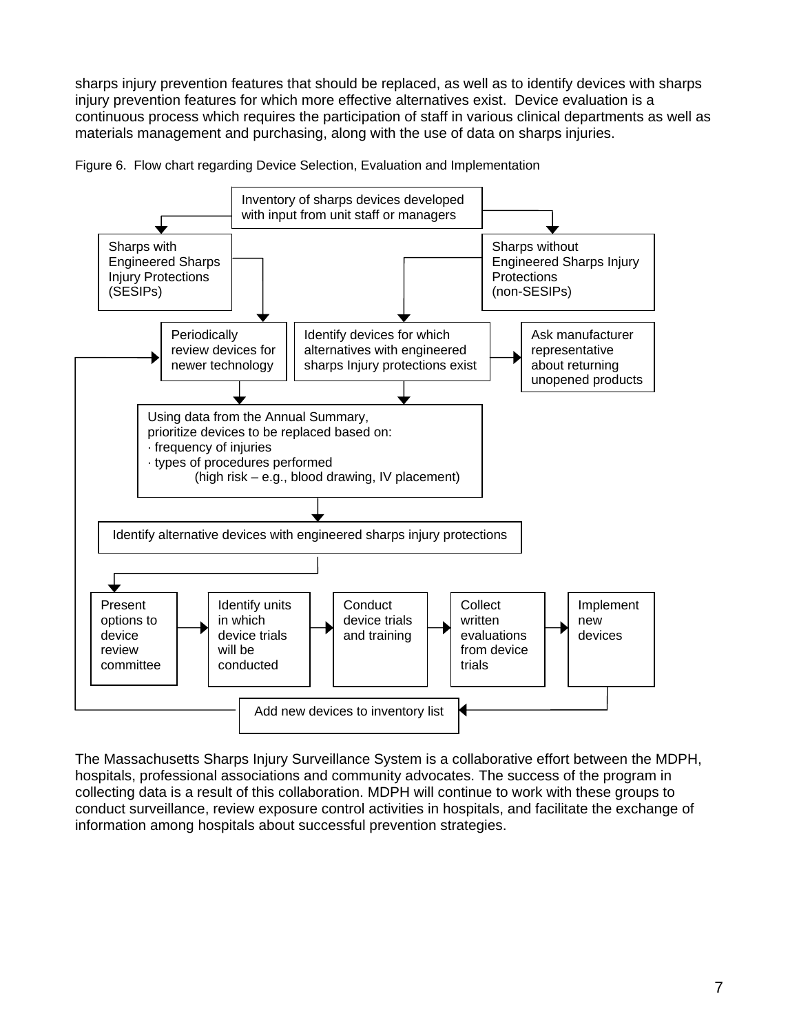sharps injury prevention features that should be replaced, as well as to identify devices with sharps injury prevention features for which more effective alternatives exist. Device evaluation is a continuous process which requires the participation of staff in various clinical departments as well as materials management and purchasing, along with the use of data on sharps injuries.

Figure 6. Flow chart regarding Device Selection, Evaluation and Implementation

Inventory of sharps devices developed with input from unit staff or managers

Sharps with Engineered Sharps Injury Protections (SESIPs)

Sharps without Engineered Sharps Injury Protections (non-SESIPs)

Periodically review devices for newer technology

Identify devices for which alternatives with engineered sharps Injury protections exist

Ask manufacturer representative about returning unopened products

Using data from the Annual Summary, prioritize devices to be replaced based on:
· frequency of injuries
· types of procedures performed
(high risk – e.g., blood drawing, IV placement)

Identify alternative devices with engineered sharps injury protections

Present options to device review committee

Identify units in which device trials will be conducted

Conduct device trials and training

Collect written evaluations from device trials

Implement new devices

Add new devices to inventory list

The Massachusetts Sharps Injury Surveillance System is a collaborative effort between the MDPH, hospitals, professional associations and community advocates. The success of the program in collecting data is a result of this collaboration. MDPH will continue to work with these groups to conduct surveillance, review exposure control activities in hospitals, and facilitate the exchange of information among hospitals about successful prevention strategies.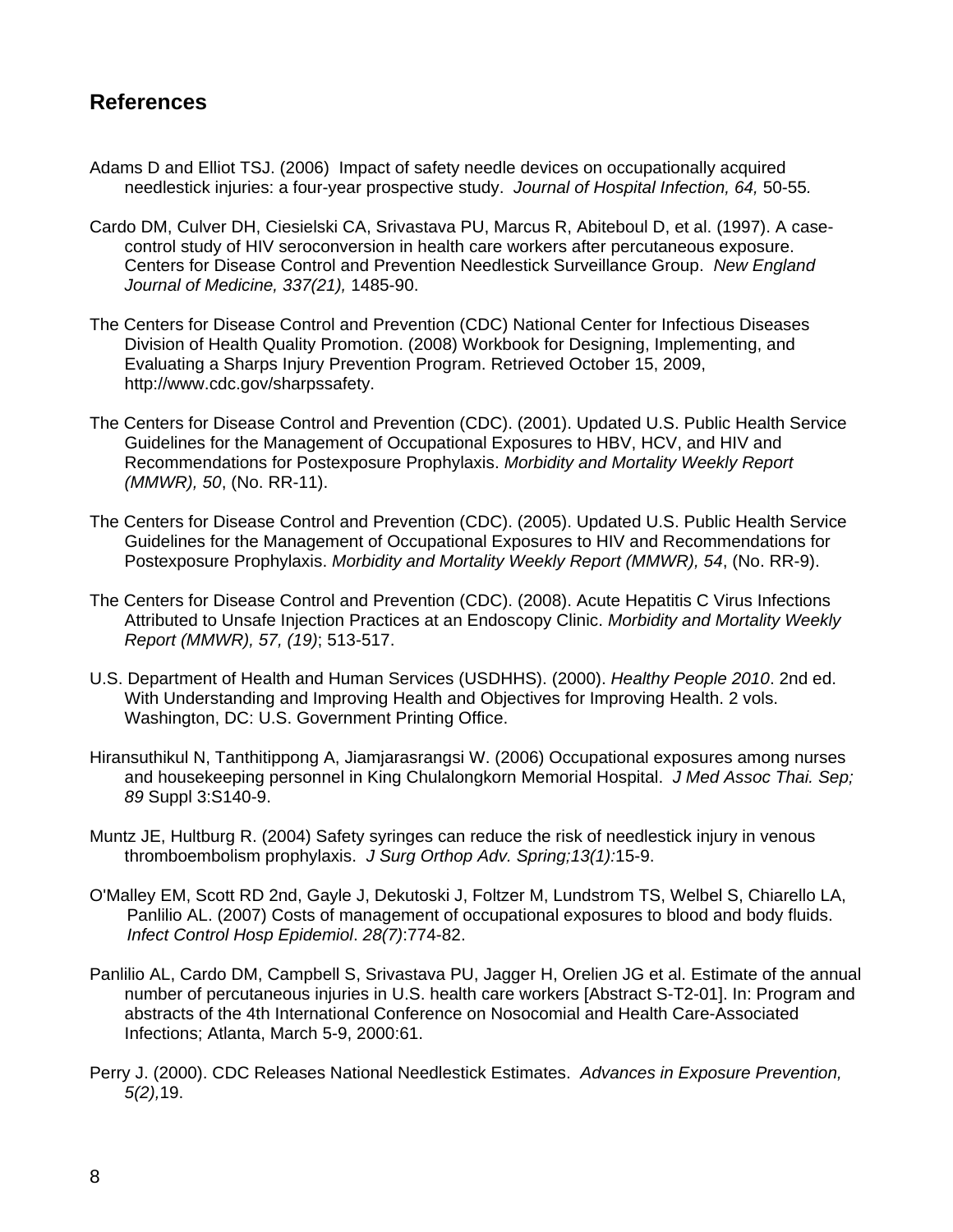## References

Adams D and Elliot TSJ. (2006) Impact of safety needle devices on occupationally acquired needlestick injuries: a four-year prospective study. *Journal of Hospital Infection, 64,* 50-55.

Cardo DM, Culver DH, Ciesielski CA, Srivastava PU, Marcus R, Abiteboul D, et al. (1997). A case-control study of HIV seroconversion in health care workers after percutaneous exposure. Centers for Disease Control and Prevention Needlestick Surveillance Group. *New England Journal of Medicine, 337(21),* 1485-90.

The Centers for Disease Control and Prevention (CDC) National Center for Infectious Diseases Division of Health Quality Promotion. (2008) Workbook for Designing, Implementing, and Evaluating a Sharps Injury Prevention Program. Retrieved October 15, 2009, http://www.cdc.gov/sharpssafety.

The Centers for Disease Control and Prevention (CDC). (2001). Updated U.S. Public Health Service Guidelines for the Management of Occupational Exposures to HBV, HCV, and HIV and Recommendations for Postexposure Prophylaxis. *Morbidity and Mortality Weekly Report (MMWR), 50*, (No. RR-11).

The Centers for Disease Control and Prevention (CDC). (2005). Updated U.S. Public Health Service Guidelines for the Management of Occupational Exposures to HIV and Recommendations for Postexposure Prophylaxis. *Morbidity and Mortality Weekly Report (MMWR), 54*, (No. RR-9).

The Centers for Disease Control and Prevention (CDC). (2008). Acute Hepatitis C Virus Infections Attributed to Unsafe Injection Practices at an Endoscopy Clinic. *Morbidity and Mortality Weekly Report (MMWR), 57, (19)*; 513-517.

U.S. Department of Health and Human Services (USDHHS). (2000). *Healthy People 2010*. 2nd ed. With Understanding and Improving Health and Objectives for Improving Health. 2 vols. Washington, DC: U.S. Government Printing Office.

Hiransuthikul N, Tanthitippong A, Jiamjarasrangsi W. (2006) Occupational exposures among nurses and housekeeping personnel in King Chulalongkorn Memorial Hospital. *J Med Assoc Thai. Sep; 89* Suppl 3:S140-9.

Muntz JE, Hultburg R. (2004) Safety syringes can reduce the risk of needlestick injury in venous thromboembolism prophylaxis. *J Surg Orthop Adv. Spring;13(1):*15-9.

O'Malley EM, Scott RD 2nd, Gayle J, Dekutoski J, Foltzer M, Lundstrom TS, Welbel S, Chiarello LA, Panlilio AL. (2007) Costs of management of occupational exposures to blood and body fluids. *Infect Control Hosp Epidemiol*. *28(7)*:774-82.

Panlilio AL, Cardo DM, Campbell S, Srivastava PU, Jagger H, Orelien JG et al. Estimate of the annual number of percutaneous injuries in U.S. health care workers [Abstract S-T2-01]. In: Program and abstracts of the 4th International Conference on Nosocomial and Health Care-Associated Infections; Atlanta, March 5-9, 2000:61.

Perry J. (2000). CDC Releases National Needlestick Estimates. *Advances in Exposure Prevention, 5(2),*19.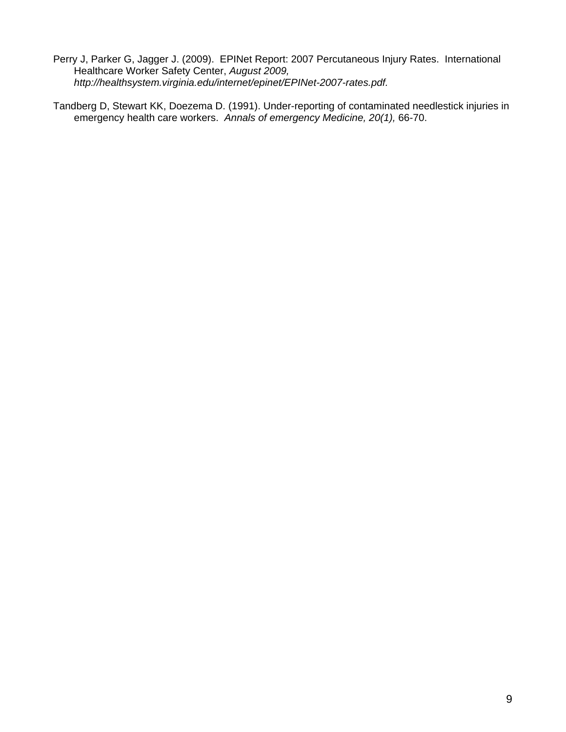Perry J, Parker G, Jagger J. (2009). EPINet Report: 2007 Percutaneous Injury Rates. International Healthcare Worker Safety Center, *August 2009, http://healthsystem.virginia.edu/internet/epinet/EPINet-2007-rates.pdf.*

Tandberg D, Stewart KK, Doezema D. (1991). Under-reporting of contaminated needlestick injuries in emergency health care workers. *Annals of emergency Medicine, 20(1),* 66-70.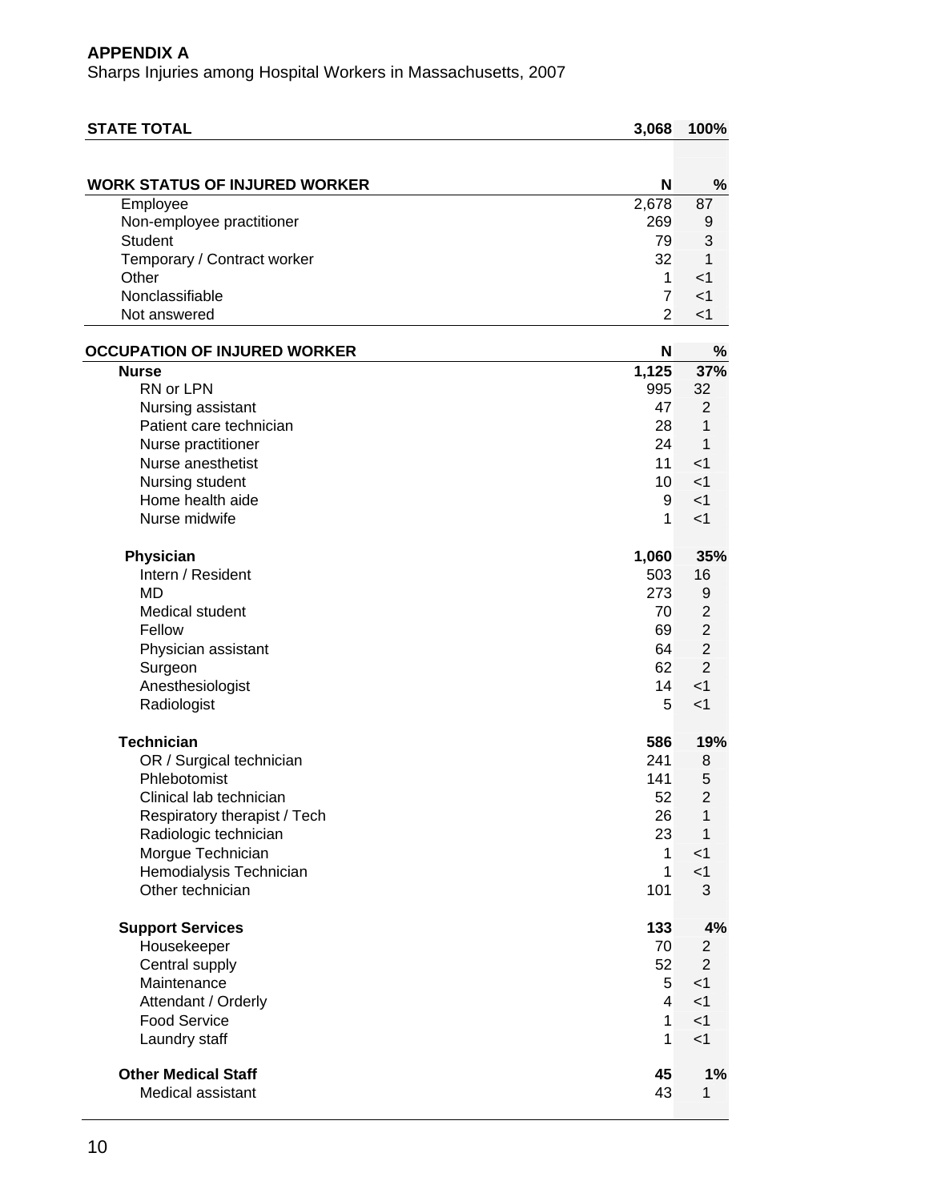**APPENDIX A**

Sharps Injuries among Hospital Workers in Massachusetts, 2007

| **STATE TOTAL** | **3,068** | **100%** |
|---|---|---|
| | | |
| **WORK STATUS OF INJURED WORKER** | **N** | **%** |
| Employee | 2,678 | 87 |
| Non-employee practitioner | 269 | 9 |
| Student | 79 | 3 |
| Temporary / Contract worker | 32 | 1 |
| Other | 1 | <1 |
| Nonclassifiable | 7 | <1 |
| Not answered | 2 | <1 |
| | | |
| **OCCUPATION OF INJURED WORKER** | **N** | **%** |
| **Nurse** | **1,125** | **37%** |
| RN or LPN | 995 | 32 |
| Nursing assistant | 47 | 2 |
| Patient care technician | 28 | 1 |
| Nurse practitioner | 24 | 1 |
| Nurse anesthetist | 11 | <1 |
| Nursing student | 10 | <1 |
| Home health aide | 9 | <1 |
| Nurse midwife | 1 | <1 |
| | | |
| **Physician** | **1,060** | **35%** |
| Intern / Resident | 503 | 16 |
| MD | 273 | 9 |
| Medical student | 70 | 2 |
| Fellow | 69 | 2 |
| Physician assistant | 64 | 2 |
| Surgeon | 62 | 2 |
| Anesthesiologist | 14 | <1 |
| Radiologist | 5 | <1 |
| | | |
| **Technician** | **586** | **19%** |
| OR / Surgical technician | 241 | 8 |
| Phlebotomist | 141 | 5 |
| Clinical lab technician | 52 | 2 |
| Respiratory therapist / Tech | 26 | 1 |
| Radiologic technician | 23 | 1 |
| Morgue Technician | 1 | <1 |
| Hemodialysis Technician | 1 | <1 |
| Other technician | 101 | 3 |
| | | |
| **Support Services** | **133** | **4%** |
| Housekeeper | 70 | 2 |
| Central supply | 52 | 2 |
| Maintenance | 5 | <1 |
| Attendant / Orderly | 4 | <1 |
| Food Service | 1 | <1 |
| Laundry staff | 1 | <1 |
| | | |
| **Other Medical Staff** | **45** | **1%** |
| Medical assistant | 43 | 1 |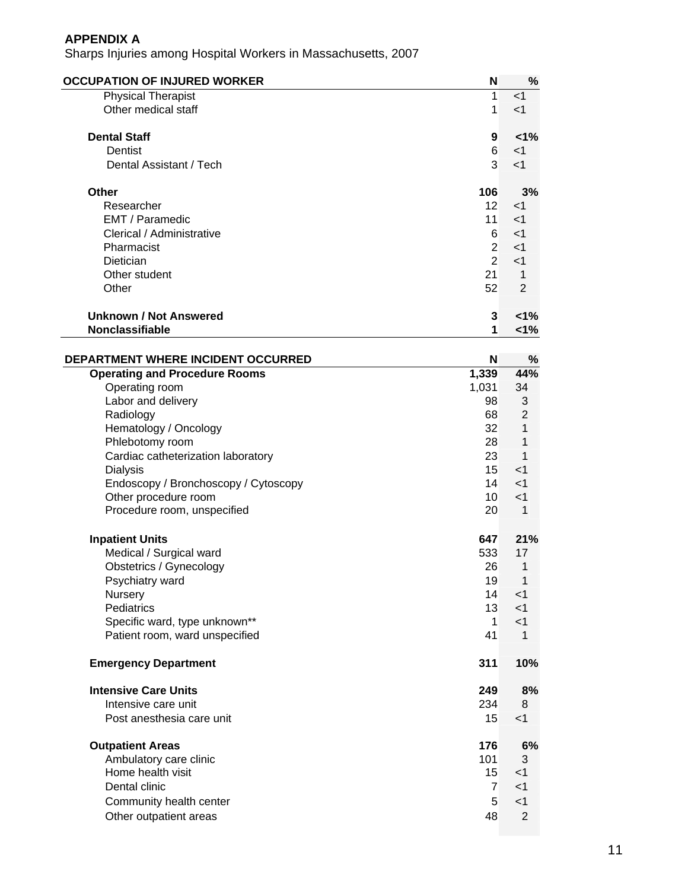**APPENDIX A**

Sharps Injuries among Hospital Workers in Massachusetts, 2007

| OCCUPATION OF INJURED WORKER | N | % |
|---|---|---|
| Physical Therapist | 1 | <1 |
| Other medical staff | 1 | <1 |
| | | |
| **Dental Staff** | **9** | **<1%** |
| Dentist | 6 | <1 |
| Dental Assistant / Tech | 3 | <1 |
| | | |
| **Other** | **106** | **3%** |
| Researcher | 12 | <1 |
| EMT / Paramedic | 11 | <1 |
| Clerical / Administrative | 6 | <1 |
| Pharmacist | 2 | <1 |
| Dietician | 2 | <1 |
| Other student | 21 | 1 |
| Other | 52 | 2 |
| | | |
| **Unknown / Not Answered** | **3** | **<1%** |
| **Nonclassifiable** | **1** | **<1%** |

| DEPARTMENT WHERE INCIDENT OCCURRED | N | % |
|---|---|---|
| **Operating and Procedure Rooms** | **1,339** | **44%** |
| Operating room | 1,031 | 34 |
| Labor and delivery | 98 | 3 |
| Radiology | 68 | 2 |
| Hematology / Oncology | 32 | 1 |
| Phlebotomy room | 28 | 1 |
| Cardiac catheterization laboratory | 23 | 1 |
| Dialysis | 15 | <1 |
| Endoscopy / Bronchoscopy / Cytoscopy | 14 | <1 |
| Other procedure room | 10 | <1 |
| Procedure room, unspecified | 20 | 1 |
| | | |
| **Inpatient Units** | **647** | **21%** |
| Medical / Surgical ward | 533 | 17 |
| Obstetrics / Gynecology | 26 | 1 |
| Psychiatry ward | 19 | 1 |
| Nursery | 14 | <1 |
| Pediatrics | 13 | <1 |
| Specific ward, type unknown** | 1 | <1 |
| Patient room, ward unspecified | 41 | 1 |
| | | |
| **Emergency Department** | **311** | **10%** |
| | | |
| **Intensive Care Units** | **249** | **8%** |
| Intensive care unit | 234 | 8 |
| Post anesthesia care unit | 15 | <1 |
| | | |
| **Outpatient Areas** | **176** | **6%** |
| Ambulatory care clinic | 101 | 3 |
| Home health visit | 15 | <1 |
| Dental clinic | 7 | <1 |
| Community health center | 5 | <1 |
| Other outpatient areas | 48 | 2 |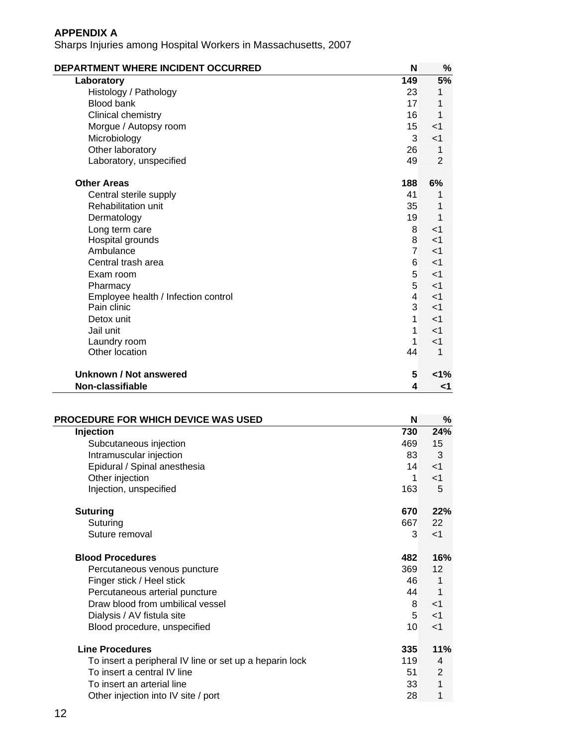**APPENDIX A**

Sharps Injuries among Hospital Workers in Massachusetts, 2007

| DEPARTMENT WHERE INCIDENT OCCURRED | N | % |
|---|---|---|
| **Laboratory** | **149** | **5%** |
| Histology / Pathology | 23 | 1 |
| Blood bank | 17 | 1 |
| Clinical chemistry | 16 | 1 |
| Morgue / Autopsy room | 15 | <1 |
| Microbiology | 3 | <1 |
| Other laboratory | 26 | 1 |
| Laboratory, unspecified | 49 | 2 |
| **Other Areas** | **188** | **6%** |
| Central sterile supply | 41 | 1 |
| Rehabilitation unit | 35 | 1 |
| Dermatology | 19 | 1 |
| Long term care | 8 | <1 |
| Hospital grounds | 8 | <1 |
| Ambulance | 7 | <1 |
| Central trash area | 6 | <1 |
| Exam room | 5 | <1 |
| Pharmacy | 5 | <1 |
| Employee health / Infection control | 4 | <1 |
| Pain clinic | 3 | <1 |
| Detox unit | 1 | <1 |
| Jail unit | 1 | <1 |
| Laundry room | 1 | <1 |
| Other location | 44 | 1 |
| **Unknown / Not answered** | **5** | **<1%** |
| **Non-classifiable** | **4** | **<1** |

| PROCEDURE FOR WHICH DEVICE WAS USED | N | % |
|---|---|---|
| **Injection** | **730** | **24%** |
| Subcutaneous injection | 469 | 15 |
| Intramuscular injection | 83 | 3 |
| Epidural / Spinal anesthesia | 14 | <1 |
| Other injection | 1 | <1 |
| Injection, unspecified | 163 | 5 |
| **Suturing** | **670** | **22%** |
| Suturing | 667 | 22 |
| Suture removal | 3 | <1 |
| **Blood Procedures** | **482** | **16%** |
| Percutaneous venous puncture | 369 | 12 |
| Finger stick / Heel stick | 46 | 1 |
| Percutaneous arterial puncture | 44 | 1 |
| Draw blood from umbilical vessel | 8 | <1 |
| Dialysis / AV fistula site | 5 | <1 |
| Blood procedure, unspecified | 10 | <1 |
| **Line Procedures** | **335** | **11%** |
| To insert a peripheral IV line or set up a heparin lock | 119 | 4 |
| To insert a central IV line | 51 | 2 |
| To insert an arterial line | 33 | 1 |
| Other injection into IV site / port | 28 | 1 |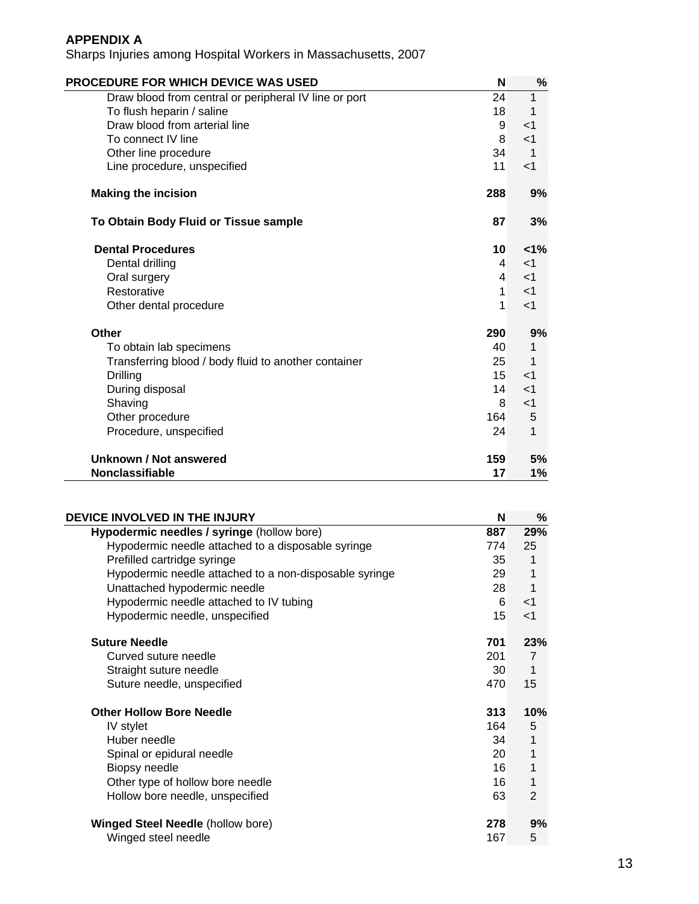**APPENDIX A**

Sharps Injuries among Hospital Workers in Massachusetts, 2007

| PROCEDURE FOR WHICH DEVICE WAS USED | N | % |
|---|---|---|
| Draw blood from central or peripheral IV line or port | 24 | 1 |
| To flush heparin / saline | 18 | 1 |
| Draw blood from arterial line | 9 | <1 |
| To connect IV line | 8 | <1 |
| Other line procedure | 34 | 1 |
| Line procedure, unspecified | 11 | <1 |
| **Making the incision** | **288** | **9%** |
| **To Obtain Body Fluid or Tissue sample** | **87** | **3%** |
| **Dental Procedures** | **10** | **<1%** |
| Dental drilling | 4 | <1 |
| Oral surgery | 4 | <1 |
| Restorative | 1 | <1 |
| Other dental procedure | 1 | <1 |
| **Other** | **290** | **9%** |
| To obtain lab specimens | 40 | 1 |
| Transferring blood / body fluid to another container | 25 | 1 |
| Drilling | 15 | <1 |
| During disposal | 14 | <1 |
| Shaving | 8 | <1 |
| Other procedure | 164 | 5 |
| Procedure, unspecified | 24 | 1 |
| **Unknown / Not answered** | **159** | **5%** |
| **Nonclassifiable** | **17** | **1%** |

| DEVICE INVOLVED IN THE INJURY | N | % |
|---|---|---|
| **Hypodermic needles / syringe** (hollow bore) | **887** | **29%** |
| Hypodermic needle attached to a disposable syringe | 774 | 25 |
| Prefilled cartridge syringe | 35 | 1 |
| Hypodermic needle attached to a non-disposable syringe | 29 | 1 |
| Unattached hypodermic needle | 28 | 1 |
| Hypodermic needle attached to IV tubing | 6 | <1 |
| Hypodermic needle, unspecified | 15 | <1 |
| **Suture Needle** | **701** | **23%** |
| Curved suture needle | 201 | 7 |
| Straight suture needle | 30 | 1 |
| Suture needle, unspecified | 470 | 15 |
| **Other Hollow Bore Needle** | **313** | **10%** |
| IV stylet | 164 | 5 |
| Huber needle | 34 | 1 |
| Spinal or epidural needle | 20 | 1 |
| Biopsy needle | 16 | 1 |
| Other type of hollow bore needle | 16 | 1 |
| Hollow bore needle, unspecified | 63 | 2 |
| **Winged Steel Needle** (hollow bore) | **278** | **9%** |
| Winged steel needle | 167 | 5 |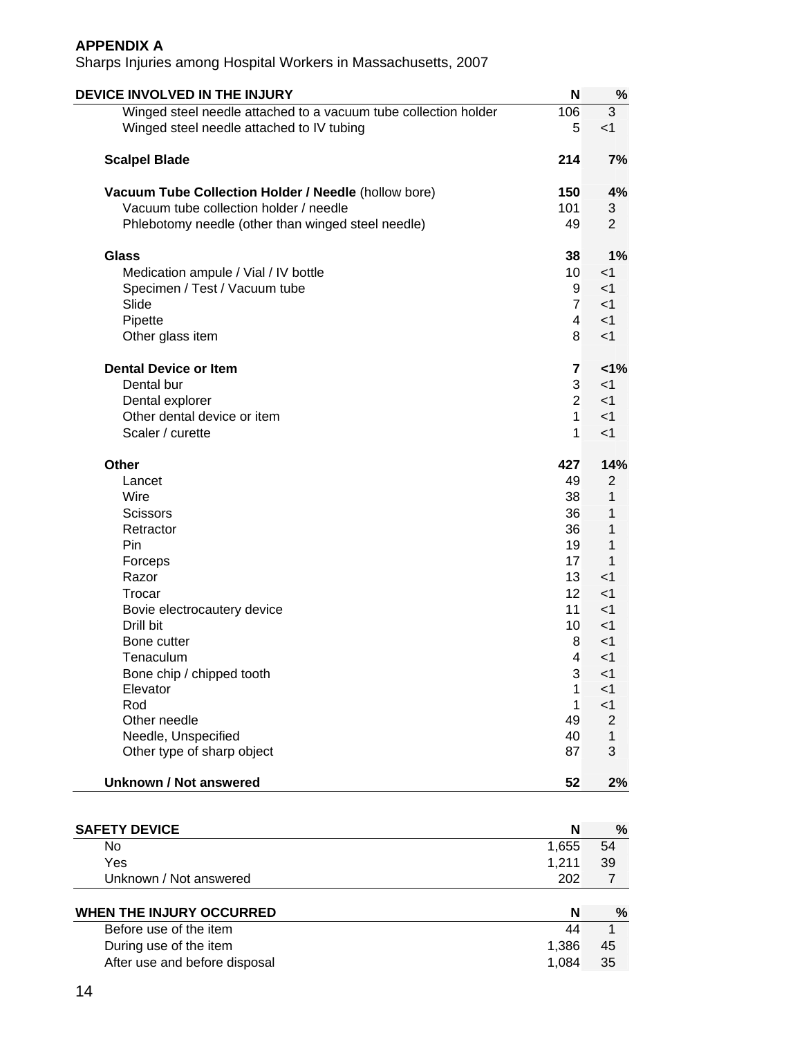**APPENDIX A**

Sharps Injuries among Hospital Workers in Massachusetts, 2007

| DEVICE INVOLVED IN THE INJURY | N | % |
|---|---|---|
| Winged steel needle attached to a vacuum tube collection holder | 106 | 3 |
| Winged steel needle attached to IV tubing | 5 | <1 |
| **Scalpel Blade** | **214** | **7%** |
| **Vacuum Tube Collection Holder / Needle** (hollow bore) | **150** | **4%** |
| Vacuum tube collection holder / needle | 101 | 3 |
| Phlebotomy needle (other than winged steel needle) | 49 | 2 |
| **Glass** | **38** | **1%** |
| Medication ampule / Vial / IV bottle | 10 | <1 |
| Specimen / Test / Vacuum tube | 9 | <1 |
| Slide | 7 | <1 |
| Pipette | 4 | <1 |
| Other glass item | 8 | <1 |
| **Dental Device or Item** | **7** | **<1%** |
| Dental bur | 3 | <1 |
| Dental explorer | 2 | <1 |
| Other dental device or item | 1 | <1 |
| Scaler / curette | 1 | <1 |
| **Other** | **427** | **14%** |
| Lancet | 49 | 2 |
| Wire | 38 | 1 |
| Scissors | 36 | 1 |
| Retractor | 36 | 1 |
| Pin | 19 | 1 |
| Forceps | 17 | 1 |
| Razor | 13 | <1 |
| Trocar | 12 | <1 |
| Bovie electrocautery device | 11 | <1 |
| Drill bit | 10 | <1 |
| Bone cutter | 8 | <1 |
| Tenaculum | 4 | <1 |
| Bone chip / chipped tooth | 3 | <1 |
| Elevator | 1 | <1 |
| Rod | 1 | <1 |
| Other needle | 49 | 2 |
| Needle, Unspecified | 40 | 1 |
| Other type of sharp object | 87 | 3 |
| **Unknown / Not answered** | **52** | **2%** |

| SAFETY DEVICE | N | % |
|---|---|---|
| No | 1,655 | 54 |
| Yes | 1,211 | 39 |
| Unknown / Not answered | 202 | 7 |

| WHEN THE INJURY OCCURRED | N | % |
|---|---|---|
| Before use of the item | 44 | 1 |
| During use of the item | 1,386 | 45 |
| After use and before disposal | 1,084 | 35 |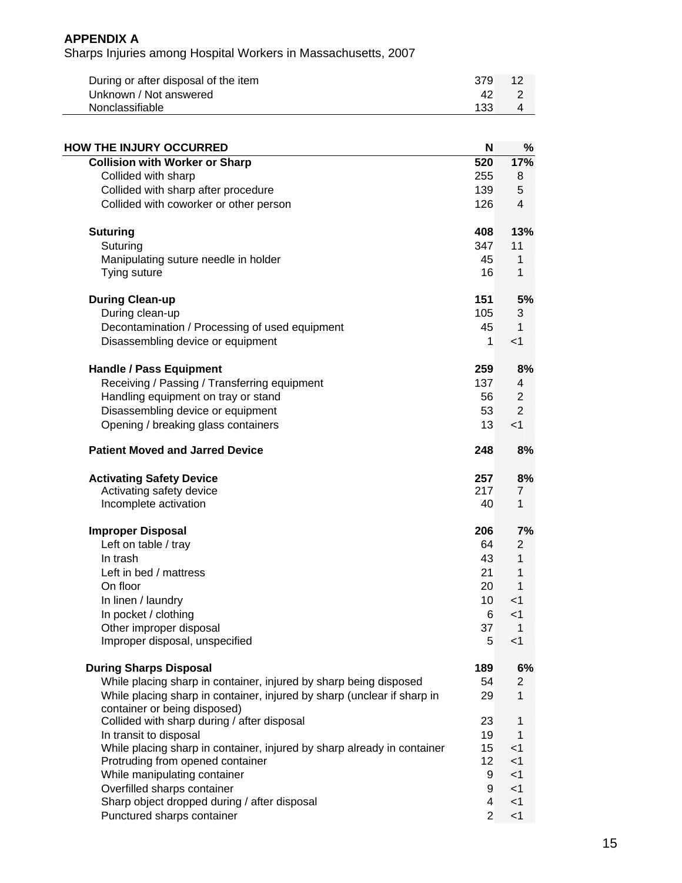## APPENDIX A

Sharps Injuries among Hospital Workers in Massachusetts, 2007

| | | |
|---|---|---|
| During or after disposal of the item | 379 | 12 |
| Unknown / Not answered | 42 | 2 |
| Nonclassifiable | 133 | 4 |

| HOW THE INJURY OCCURRED | N | % |
|---|---|---|
| **Collision with Worker or Sharp** | **520** | **17%** |
| Collided with sharp | 255 | 8 |
| Collided with sharp after procedure | 139 | 5 |
| Collided with coworker or other person | 126 | 4 |
| **Suturing** | **408** | **13%** |
| Suturing | 347 | 11 |
| Manipulating suture needle in holder | 45 | 1 |
| Tying suture | 16 | 1 |
| **During Clean-up** | **151** | **5%** |
| During clean-up | 105 | 3 |
| Decontamination / Processing of used equipment | 45 | 1 |
| Disassembling device or equipment | 1 | <1 |
| **Handle / Pass Equipment** | **259** | **8%** |
| Receiving / Passing / Transferring equipment | 137 | 4 |
| Handling equipment on tray or stand | 56 | 2 |
| Disassembling device or equipment | 53 | 2 |
| Opening / breaking glass containers | 13 | <1 |
| **Patient Moved and Jarred Device** | **248** | **8%** |
| **Activating Safety Device** | **257** | **8%** |
| Activating safety device | 217 | 7 |
| Incomplete activation | 40 | 1 |
| **Improper Disposal** | **206** | **7%** |
| Left on table / tray | 64 | 2 |
| In trash | 43 | 1 |
| Left in bed / mattress | 21 | 1 |
| On floor | 20 | 1 |
| In linen / laundry | 10 | <1 |
| In pocket / clothing | 6 | <1 |
| Other improper disposal | 37 | 1 |
| Improper disposal, unspecified | 5 | <1 |
| **During Sharps Disposal** | **189** | **6%** |
| While placing sharp in container, injured by sharp being disposed | 54 | 2 |
| While placing sharp in container, injured by sharp (unclear if sharp in container or being disposed) | 29 | 1 |
| Collided with sharp during / after disposal | 23 | 1 |
| In transit to disposal | 19 | 1 |
| While placing sharp in container, injured by sharp already in container | 15 | <1 |
| Protruding from opened container | 12 | <1 |
| While manipulating container | 9 | <1 |
| Overfilled sharps container | 9 | <1 |
| Sharp object dropped during / after disposal | 4 | <1 |
| Punctured sharps container | 2 | <1 |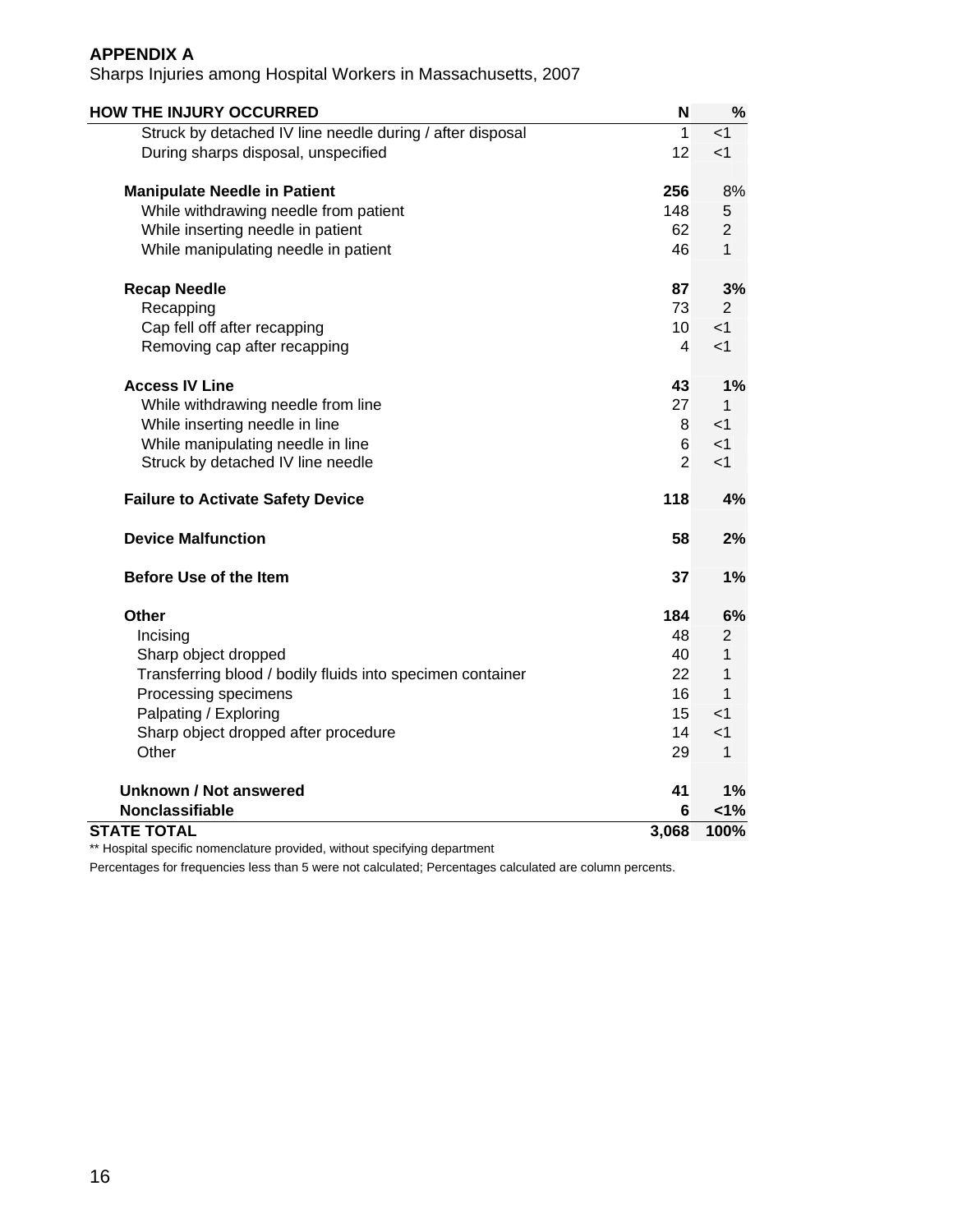**APPENDIX A**

Sharps Injuries among Hospital Workers in Massachusetts, 2007

| HOW THE INJURY OCCURRED | N | % |
|---|---|---|
| Struck by detached IV line needle during / after disposal | 1 | <1 |
| During sharps disposal, unspecified | 12 | <1 |
| **Manipulate Needle in Patient** | **256** | 8% |
| While withdrawing needle from patient | 148 | 5 |
| While inserting needle in patient | 62 | 2 |
| While manipulating needle in patient | 46 | 1 |
| **Recap Needle** | **87** | **3%** |
| Recapping | 73 | 2 |
| Cap fell off after recapping | 10 | <1 |
| Removing cap after recapping | 4 | <1 |
| **Access IV Line** | **43** | **1%** |
| While withdrawing needle from line | 27 | 1 |
| While inserting needle in line | 8 | <1 |
| While manipulating needle in line | 6 | <1 |
| Struck by detached IV line needle | 2 | <1 |
| **Failure to Activate Safety Device** | **118** | **4%** |
| **Device Malfunction** | **58** | **2%** |
| **Before Use of the Item** | **37** | **1%** |
| **Other** | **184** | **6%** |
| Incising | 48 | 2 |
| Sharp object dropped | 40 | 1 |
| Transferring blood / bodily fluids into specimen container | 22 | 1 |
| Processing specimens | 16 | 1 |
| Palpating / Exploring | 15 | <1 |
| Sharp object dropped after procedure | 14 | <1 |
| Other | 29 | 1 |
| **Unknown / Not answered** | **41** | **1%** |
| **Nonclassifiable** | **6** | **<1%** |
| **STATE TOTAL** | **3,068** | **100%** |

** Hospital specific nomenclature provided, without specifying department

Percentages for frequencies less than 5 were not calculated; Percentages calculated are column percents.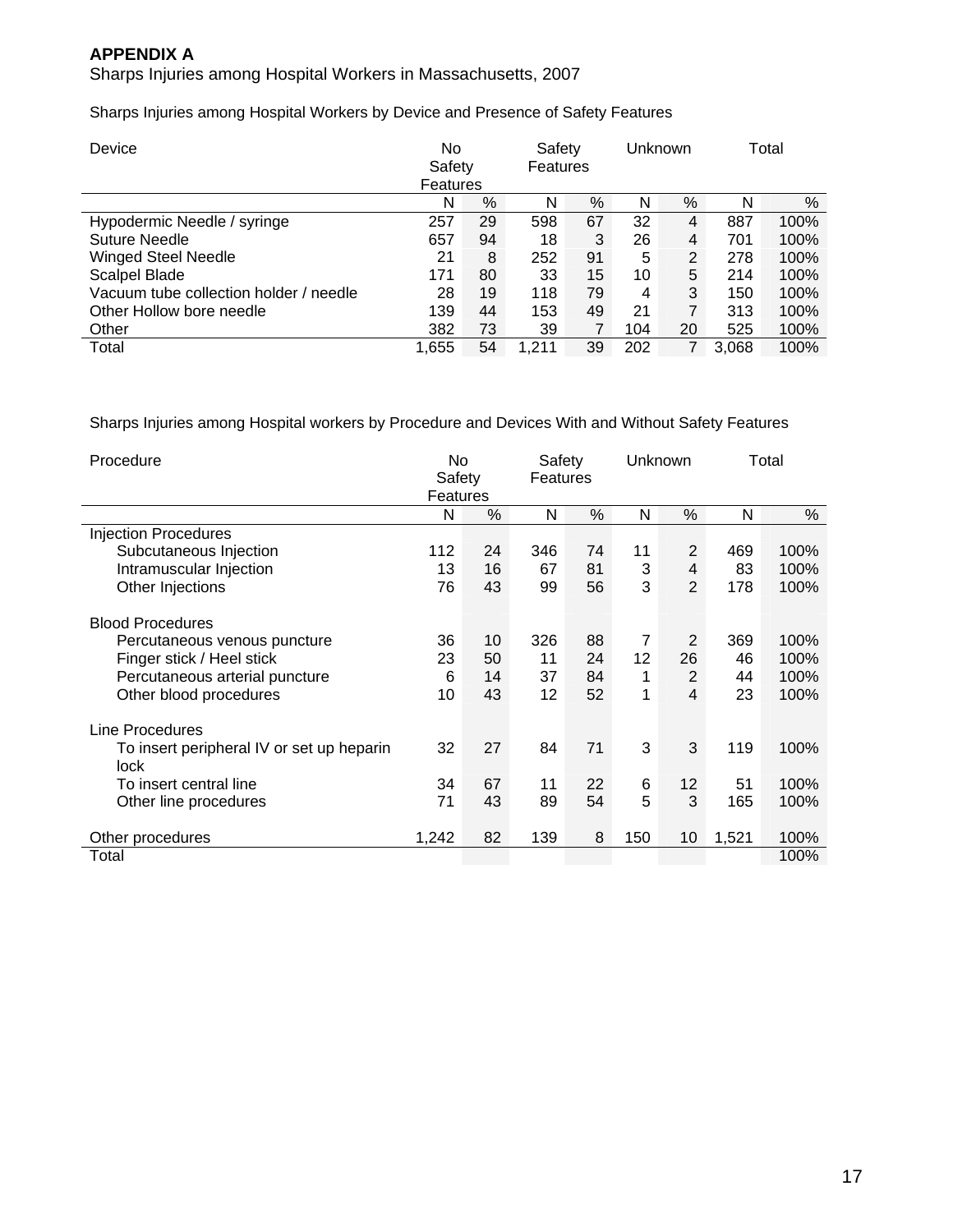**APPENDIX A**

Sharps Injuries among Hospital Workers in Massachusetts, 2007

Sharps Injuries among Hospital Workers by Device and Presence of Safety Features

| Device | No Safety Features | | Safety Features | | Unknown | | Total | |
|---|---|---|---|---|---|---|---|---|
| | N | % | N | % | N | % | N | % |
| Hypodermic Needle / syringe | 257 | 29 | 598 | 67 | 32 | 4 | 887 | 100% |
| Suture Needle | 657 | 94 | 18 | 3 | 26 | 4 | 701 | 100% |
| Winged Steel Needle | 21 | 8 | 252 | 91 | 5 | 2 | 278 | 100% |
| Scalpel Blade | 171 | 80 | 33 | 15 | 10 | 5 | 214 | 100% |
| Vacuum tube collection holder / needle | 28 | 19 | 118 | 79 | 4 | 3 | 150 | 100% |
| Other Hollow bore needle | 139 | 44 | 153 | 49 | 21 | 7 | 313 | 100% |
| Other | 382 | 73 | 39 | 7 | 104 | 20 | 525 | 100% |
| Total | 1,655 | 54 | 1,211 | 39 | 202 | 7 | 3,068 | 100% |

Sharps Injuries among Hospital workers by Procedure and Devices With and Without Safety Features

| Procedure | No Safety Features | | Safety Features | | Unknown | | Total | |
|---|---|---|---|---|---|---|---|---|
| | N | % | N | % | N | % | N | % |
| Injection Procedures | | | | | | | | |
| Subcutaneous Injection | 112 | 24 | 346 | 74 | 11 | 2 | 469 | 100% |
| Intramuscular Injection | 13 | 16 | 67 | 81 | 3 | 4 | 83 | 100% |
| Other Injections | 76 | 43 | 99 | 56 | 3 | 2 | 178 | 100% |
| Blood Procedures | | | | | | | | |
| Percutaneous venous puncture | 36 | 10 | 326 | 88 | 7 | 2 | 369 | 100% |
| Finger stick / Heel stick | 23 | 50 | 11 | 24 | 12 | 26 | 46 | 100% |
| Percutaneous arterial puncture | 6 | 14 | 37 | 84 | 1 | 2 | 44 | 100% |
| Other blood procedures | 10 | 43 | 12 | 52 | 1 | 4 | 23 | 100% |
| Line Procedures | | | | | | | | |
| To insert peripheral IV or set up heparin lock | 32 | 27 | 84 | 71 | 3 | 3 | 119 | 100% |
| To insert central line | 34 | 67 | 11 | 22 | 6 | 12 | 51 | 100% |
| Other line procedures | 71 | 43 | 89 | 54 | 5 | 3 | 165 | 100% |
| Other procedures | 1,242 | 82 | 139 | 8 | 150 | 10 | 1,521 | 100% |
| Total | | | | | | | | 100% |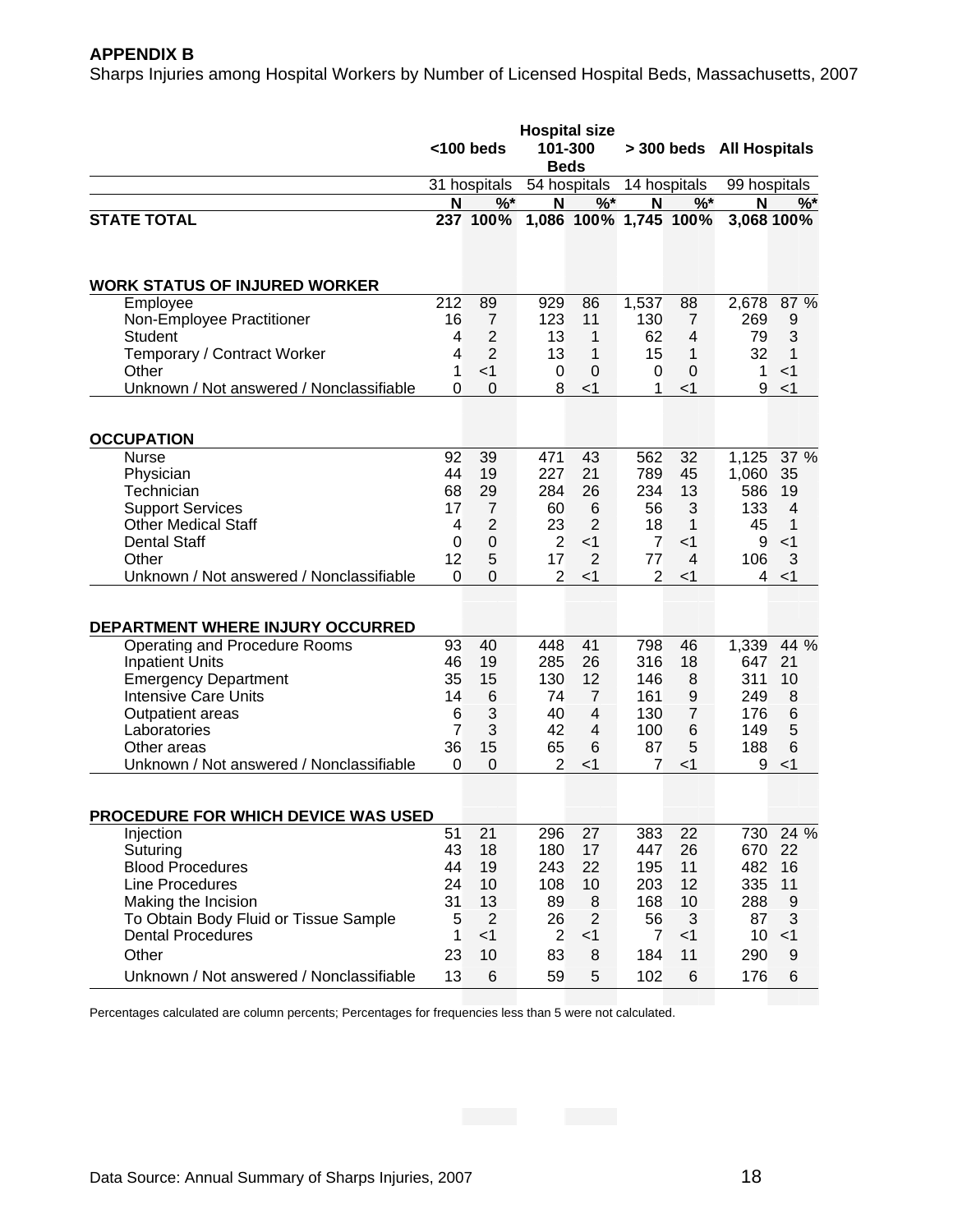**APPENDIX B**

Sharps Injuries among Hospital Workers by Number of Licensed Hospital Beds, Massachusetts, 2007

| | Hospital size | | | | | | | |
|---|---|---|---|---|---|---|---|---|
| | <100 beds | | 101-300 Beds | | > 300 beds | | All Hospitals | |
| | 31 hospitals | | 54 hospitals | | 14 hospitals | | 99 hospitals | |
| | N | %* | N | %* | N | %* | N | %* |
| **STATE TOTAL** | **237** | **100%** | **1,086** | **100%** | **1,745** | **100%** | **3,068** | **100%** |
| **WORK STATUS OF INJURED WORKER** | | | | | | | | |
| Employee | 212 | 89 | 929 | 86 | 1,537 | 88 | 2,678 | 87 % |
| Non-Employee Practitioner | 16 | 7 | 123 | 11 | 130 | 7 | 269 | 9 |
| Student | 4 | 2 | 13 | 1 | 62 | 4 | 79 | 3 |
| Temporary / Contract Worker | 4 | 2 | 13 | 1 | 15 | 1 | 32 | 1 |
| Other | 1 | <1 | 0 | 0 | 0 | 0 | 1 | <1 |
| Unknown / Not answered / Nonclassifiable | 0 | 0 | 8 | <1 | 1 | <1 | 9 | <1 |
| **OCCUPATION** | | | | | | | | |
| Nurse | 92 | 39 | 471 | 43 | 562 | 32 | 1,125 | 37 % |
| Physician | 44 | 19 | 227 | 21 | 789 | 45 | 1,060 | 35 |
| Technician | 68 | 29 | 284 | 26 | 234 | 13 | 586 | 19 |
| Support Services | 17 | 7 | 60 | 6 | 56 | 3 | 133 | 4 |
| Other Medical Staff | 4 | 2 | 23 | 2 | 18 | 1 | 45 | 1 |
| Dental Staff | 0 | 0 | 2 | <1 | 7 | <1 | 9 | <1 |
| Other | 12 | 5 | 17 | 2 | 77 | 4 | 106 | 3 |
| Unknown / Not answered / Nonclassifiable | 0 | 0 | 2 | <1 | 2 | <1 | 4 | <1 |
| **DEPARTMENT WHERE INJURY OCCURRED** | | | | | | | | |
| Operating and Procedure Rooms | 93 | 40 | 448 | 41 | 798 | 46 | 1,339 | 44 % |
| Inpatient Units | 46 | 19 | 285 | 26 | 316 | 18 | 647 | 21 |
| Emergency Department | 35 | 15 | 130 | 12 | 146 | 8 | 311 | 10 |
| Intensive Care Units | 14 | 6 | 74 | 7 | 161 | 9 | 249 | 8 |
| Outpatient areas | 6 | 3 | 40 | 4 | 130 | 7 | 176 | 6 |
| Laboratories | 7 | 3 | 42 | 4 | 100 | 6 | 149 | 5 |
| Other areas | 36 | 15 | 65 | 6 | 87 | 5 | 188 | 6 |
| Unknown / Not answered / Nonclassifiable | 0 | 0 | 2 | <1 | 7 | <1 | 9 | <1 |
| **PROCEDURE FOR WHICH DEVICE WAS USED** | | | | | | | | |
| Injection | 51 | 21 | 296 | 27 | 383 | 22 | 730 | 24 % |
| Suturing | 43 | 18 | 180 | 17 | 447 | 26 | 670 | 22 |
| Blood Procedures | 44 | 19 | 243 | 22 | 195 | 11 | 482 | 16 |
| Line Procedures | 24 | 10 | 108 | 10 | 203 | 12 | 335 | 11 |
| Making the Incision | 31 | 13 | 89 | 8 | 168 | 10 | 288 | 9 |
| To Obtain Body Fluid or Tissue Sample | 5 | 2 | 26 | 2 | 56 | 3 | 87 | 3 |
| Dental Procedures | 1 | <1 | 2 | <1 | 7 | <1 | 10 | <1 |
| Other | 23 | 10 | 83 | 8 | 184 | 11 | 290 | 9 |
| Unknown / Not answered / Nonclassifiable | 13 | 6 | 59 | 5 | 102 | 6 | 176 | 6 |

Percentages calculated are column percents; Percentages for frequencies less than 5 were not calculated.

Data Source: Annual Summary of Sharps Injuries, 2007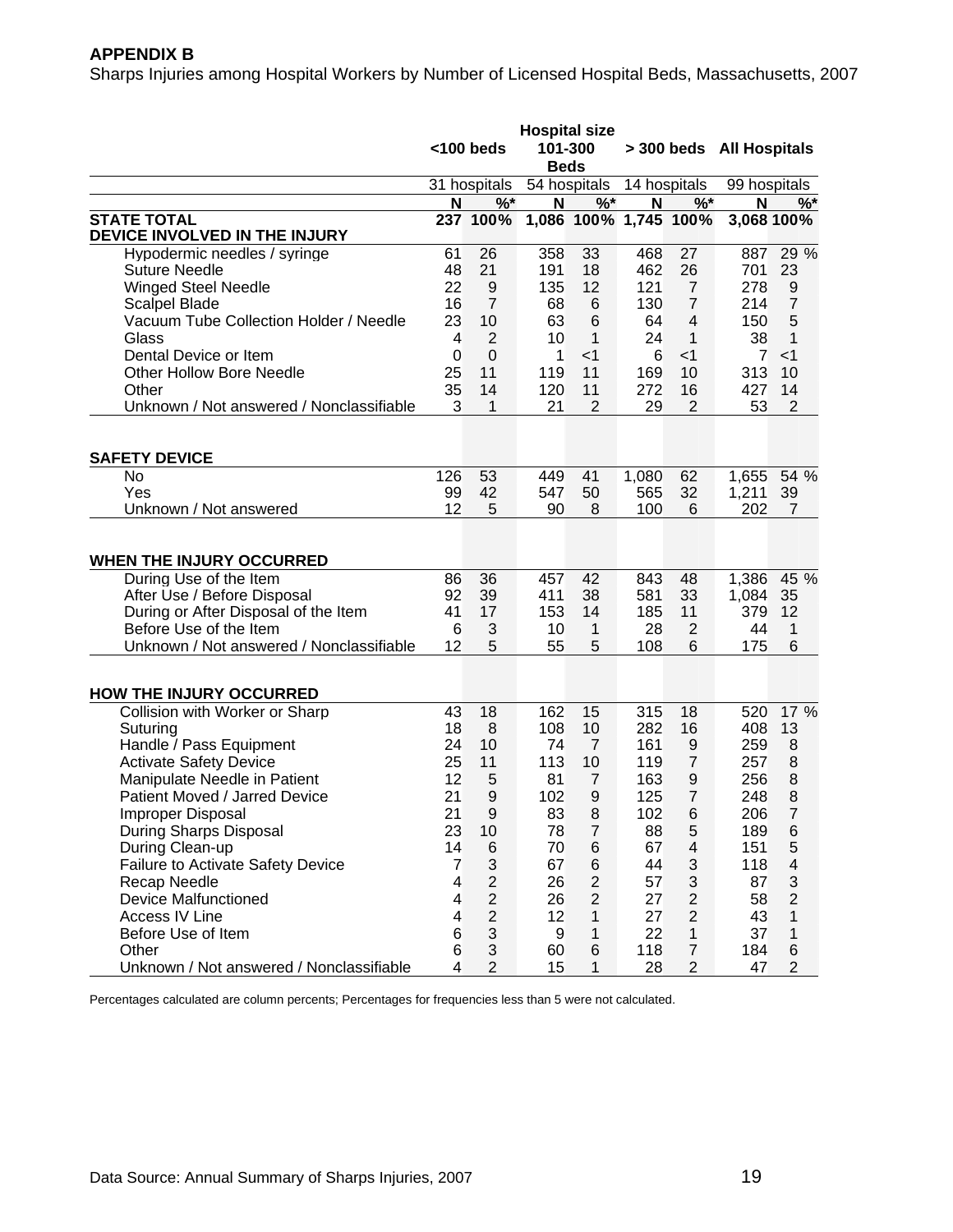**APPENDIX B**

Sharps Injuries among Hospital Workers by Number of Licensed Hospital Beds, Massachusetts, 2007

| | Hospital size | | | | | | | |
|---|---|---|---|---|---|---|---|---|
| | <100 beds | | 101-300 Beds | | > 300 beds | | All Hospitals | |
| | 31 hospitals | | 54 hospitals | | 14 hospitals | | 99 hospitals | |
| | N | %* | N | %* | N | %* | N | %* |
| **STATE TOTAL** | **237** | **100%** | **1,086** | **100%** | **1,745** | **100%** | **3,068** | **100%** |
| **DEVICE INVOLVED IN THE INJURY** | | | | | | | | |
| Hypodermic needles / syringe | 61 | 26 | 358 | 33 | 468 | 27 | 887 | 29 % |
| Suture Needle | 48 | 21 | 191 | 18 | 462 | 26 | 701 | 23 |
| Winged Steel Needle | 22 | 9 | 135 | 12 | 121 | 7 | 278 | 9 |
| Scalpel Blade | 16 | 7 | 68 | 6 | 130 | 7 | 214 | 7 |
| Vacuum Tube Collection Holder / Needle | 23 | 10 | 63 | 6 | 64 | 4 | 150 | 5 |
| Glass | 4 | 2 | 10 | 1 | 24 | 1 | 38 | 1 |
| Dental Device or Item | 0 | 0 | 1 | <1 | 6 | <1 | 7 | <1 |
| Other Hollow Bore Needle | 25 | 11 | 119 | 11 | 169 | 10 | 313 | 10 |
| Other | 35 | 14 | 120 | 11 | 272 | 16 | 427 | 14 |
| Unknown / Not answered / Nonclassifiable | 3 | 1 | 21 | 2 | 29 | 2 | 53 | 2 |
| **SAFETY DEVICE** | | | | | | | | |
| No | 126 | 53 | 449 | 41 | 1,080 | 62 | 1,655 | 54 % |
| Yes | 99 | 42 | 547 | 50 | 565 | 32 | 1,211 | 39 |
| Unknown / Not answered | 12 | 5 | 90 | 8 | 100 | 6 | 202 | 7 |
| **WHEN THE INJURY OCCURRED** | | | | | | | | |
| During Use of the Item | 86 | 36 | 457 | 42 | 843 | 48 | 1,386 | 45 % |
| After Use / Before Disposal | 92 | 39 | 411 | 38 | 581 | 33 | 1,084 | 35 |
| During or After Disposal of the Item | 41 | 17 | 153 | 14 | 185 | 11 | 379 | 12 |
| Before Use of the Item | 6 | 3 | 10 | 1 | 28 | 2 | 44 | 1 |
| Unknown / Not answered / Nonclassifiable | 12 | 5 | 55 | 5 | 108 | 6 | 175 | 6 |
| **HOW THE INJURY OCCURRED** | | | | | | | | |
| Collision with Worker or Sharp | 43 | 18 | 162 | 15 | 315 | 18 | 520 | 17 % |
| Suturing | 18 | 8 | 108 | 10 | 282 | 16 | 408 | 13 |
| Handle / Pass Equipment | 24 | 10 | 74 | 7 | 161 | 9 | 259 | 8 |
| Activate Safety Device | 25 | 11 | 113 | 10 | 119 | 7 | 257 | 8 |
| Manipulate Needle in Patient | 12 | 5 | 81 | 7 | 163 | 9 | 256 | 8 |
| Patient Moved / Jarred Device | 21 | 9 | 102 | 9 | 125 | 7 | 248 | 8 |
| Improper Disposal | 21 | 9 | 83 | 8 | 102 | 6 | 206 | 7 |
| During Sharps Disposal | 23 | 10 | 78 | 7 | 88 | 5 | 189 | 6 |
| During Clean-up | 14 | 6 | 70 | 6 | 67 | 4 | 151 | 5 |
| Failure to Activate Safety Device | 7 | 3 | 67 | 6 | 44 | 3 | 118 | 4 |
| Recap Needle | 4 | 2 | 26 | 2 | 57 | 3 | 87 | 3 |
| Device Malfunctioned | 4 | 2 | 26 | 2 | 27 | 2 | 58 | 2 |
| Access IV Line | 4 | 2 | 12 | 1 | 27 | 2 | 43 | 1 |
| Before Use of Item | 6 | 3 | 9 | 1 | 22 | 1 | 37 | 1 |
| Other | 6 | 3 | 60 | 6 | 118 | 7 | 184 | 6 |
| Unknown / Not answered / Nonclassifiable | 4 | 2 | 15 | 1 | 28 | 2 | 47 | 2 |

Percentages calculated are column percents; Percentages for frequencies less than 5 were not calculated.

Data Source: Annual Summary of Sharps Injuries, 2007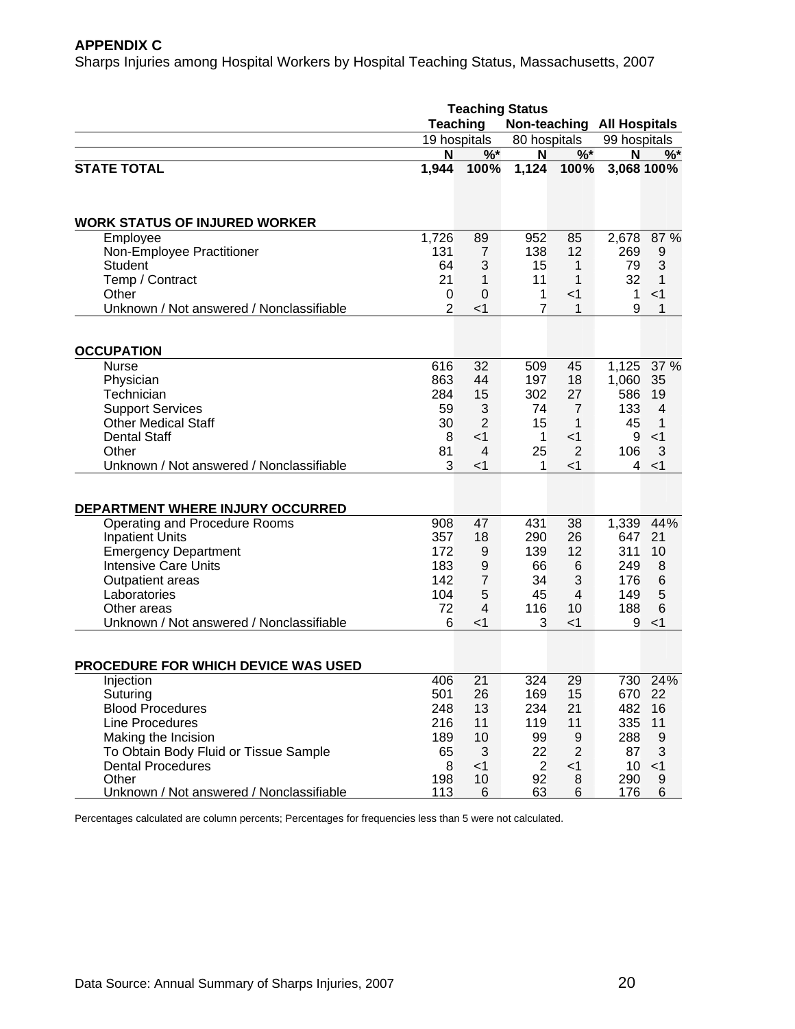## APPENDIX C

Sharps Injuries among Hospital Workers by Hospital Teaching Status, Massachusetts, 2007

| | Teaching Status | | | | | |
|---|---|---|---|---|---|---|
| | Teaching | | Non-teaching | | All Hospitals | |
| | 19 hospitals | | 80 hospitals | | 99 hospitals | |
| | N | %* | N | %* | N | %* |
| **STATE TOTAL** | **1,944** | **100%** | **1,124** | **100%** | **3,068** | **100%** |
| **WORK STATUS OF INJURED WORKER** | | | | | | |
| Employee | 1,726 | 89 | 952 | 85 | 2,678 | 87 % |
| Non-Employee Practitioner | 131 | 7 | 138 | 12 | 269 | 9 |
| Student | 64 | 3 | 15 | 1 | 79 | 3 |
| Temp / Contract | 21 | 1 | 11 | 1 | 32 | 1 |
| Other | 0 | 0 | 1 | <1 | 1 | <1 |
| Unknown / Not answered / Nonclassifiable | 2 | <1 | 7 | 1 | 9 | 1 |
| **OCCUPATION** | | | | | | |
| Nurse | 616 | 32 | 509 | 45 | 1,125 | 37 % |
| Physician | 863 | 44 | 197 | 18 | 1,060 | 35 |
| Technician | 284 | 15 | 302 | 27 | 586 | 19 |
| Support Services | 59 | 3 | 74 | 7 | 133 | 4 |
| Other Medical Staff | 30 | 2 | 15 | 1 | 45 | 1 |
| Dental Staff | 8 | <1 | 1 | <1 | 9 | <1 |
| Other | 81 | 4 | 25 | 2 | 106 | 3 |
| Unknown / Not answered / Nonclassifiable | 3 | <1 | 1 | <1 | 4 | <1 |
| **DEPARTMENT WHERE INJURY OCCURRED** | | | | | | |
| Operating and Procedure Rooms | 908 | 47 | 431 | 38 | 1,339 | 44% |
| Inpatient Units | 357 | 18 | 290 | 26 | 647 | 21 |
| Emergency Department | 172 | 9 | 139 | 12 | 311 | 10 |
| Intensive Care Units | 183 | 9 | 66 | 6 | 249 | 8 |
| Outpatient areas | 142 | 7 | 34 | 3 | 176 | 6 |
| Laboratories | 104 | 5 | 45 | 4 | 149 | 5 |
| Other areas | 72 | 4 | 116 | 10 | 188 | 6 |
| Unknown / Not answered / Nonclassifiable | 6 | <1 | 3 | <1 | 9 | <1 |
| **PROCEDURE FOR WHICH DEVICE WAS USED** | | | | | | |
| Injection | 406 | 21 | 324 | 29 | 730 | 24% |
| Suturing | 501 | 26 | 169 | 15 | 670 | 22 |
| Blood Procedures | 248 | 13 | 234 | 21 | 482 | 16 |
| Line Procedures | 216 | 11 | 119 | 11 | 335 | 11 |
| Making the Incision | 189 | 10 | 99 | 9 | 288 | 9 |
| To Obtain Body Fluid or Tissue Sample | 65 | 3 | 22 | 2 | 87 | 3 |
| Dental Procedures | 8 | <1 | 2 | <1 | 10 | <1 |
| Other | 198 | 10 | 92 | 8 | 290 | 9 |
| Unknown / Not answered / Nonclassifiable | 113 | 6 | 63 | 6 | 176 | 6 |

Percentages calculated are column percents; Percentages for frequencies less than 5 were not calculated.

Data Source: Annual Summary of Sharps Injuries, 2007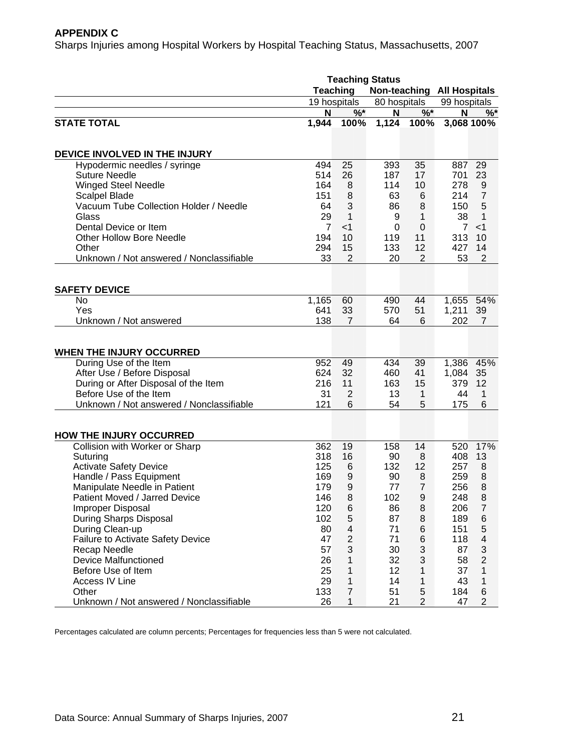**APPENDIX C**

Sharps Injuries among Hospital Workers by Hospital Teaching Status, Massachusetts, 2007

| | Teaching Status | | | | | |
|---|---|---|---|---|---|---|
| | Teaching | | Non-teaching | | All Hospitals | |
| | 19 hospitals | | 80 hospitals | | 99 hospitals | |
| | N | %* | N | %* | N | %* |
| **STATE TOTAL** | **1,944** | **100%** | **1,124** | **100%** | **3,068** | **100%** |
| **DEVICE INVOLVED IN THE INJURY** | | | | | | |
| Hypodermic needles / syringe | 494 | 25 | 393 | 35 | 887 | 29 |
| Suture Needle | 514 | 26 | 187 | 17 | 701 | 23 |
| Winged Steel Needle | 164 | 8 | 114 | 10 | 278 | 9 |
| Scalpel Blade | 151 | 8 | 63 | 6 | 214 | 7 |
| Vacuum Tube Collection Holder / Needle | 64 | 3 | 86 | 8 | 150 | 5 |
| Glass | 29 | 1 | 9 | 1 | 38 | 1 |
| Dental Device or Item | 7 | <1 | 0 | 0 | 7 | <1 |
| Other Hollow Bore Needle | 194 | 10 | 119 | 11 | 313 | 10 |
| Other | 294 | 15 | 133 | 12 | 427 | 14 |
| Unknown / Not answered / Nonclassifiable | 33 | 2 | 20 | 2 | 53 | 2 |
| **SAFETY DEVICE** | | | | | | |
| No | 1,165 | 60 | 490 | 44 | 1,655 | 54% |
| Yes | 641 | 33 | 570 | 51 | 1,211 | 39 |
| Unknown / Not answered | 138 | 7 | 64 | 6 | 202 | 7 |
| **WHEN THE INJURY OCCURRED** | | | | | | |
| During Use of the Item | 952 | 49 | 434 | 39 | 1,386 | 45% |
| After Use / Before Disposal | 624 | 32 | 460 | 41 | 1,084 | 35 |
| During or After Disposal of the Item | 216 | 11 | 163 | 15 | 379 | 12 |
| Before Use of the Item | 31 | 2 | 13 | 1 | 44 | 1 |
| Unknown / Not answered / Nonclassifiable | 121 | 6 | 54 | 5 | 175 | 6 |
| **HOW THE INJURY OCCURRED** | | | | | | |
| Collision with Worker or Sharp | 362 | 19 | 158 | 14 | 520 | 17% |
| Suturing | 318 | 16 | 90 | 8 | 408 | 13 |
| Activate Safety Device | 125 | 6 | 132 | 12 | 257 | 8 |
| Handle / Pass Equipment | 169 | 9 | 90 | 8 | 259 | 8 |
| Manipulate Needle in Patient | 179 | 9 | 77 | 7 | 256 | 8 |
| Patient Moved / Jarred Device | 146 | 8 | 102 | 9 | 248 | 8 |
| Improper Disposal | 120 | 6 | 86 | 8 | 206 | 7 |
| During Sharps Disposal | 102 | 5 | 87 | 8 | 189 | 6 |
| During Clean-up | 80 | 4 | 71 | 6 | 151 | 5 |
| Failure to Activate Safety Device | 47 | 2 | 71 | 6 | 118 | 4 |
| Recap Needle | 57 | 3 | 30 | 3 | 87 | 3 |
| Device Malfunctioned | 26 | 1 | 32 | 3 | 58 | 2 |
| Before Use of Item | 25 | 1 | 12 | 1 | 37 | 1 |
| Access IV Line | 29 | 1 | 14 | 1 | 43 | 1 |
| Other | 133 | 7 | 51 | 5 | 184 | 6 |
| Unknown / Not answered / Nonclassifiable | 26 | 1 | 21 | 2 | 47 | 2 |

Percentages calculated are column percents; Percentages for frequencies less than 5 were not calculated.

Data Source: Annual Summary of Sharps Injuries, 2007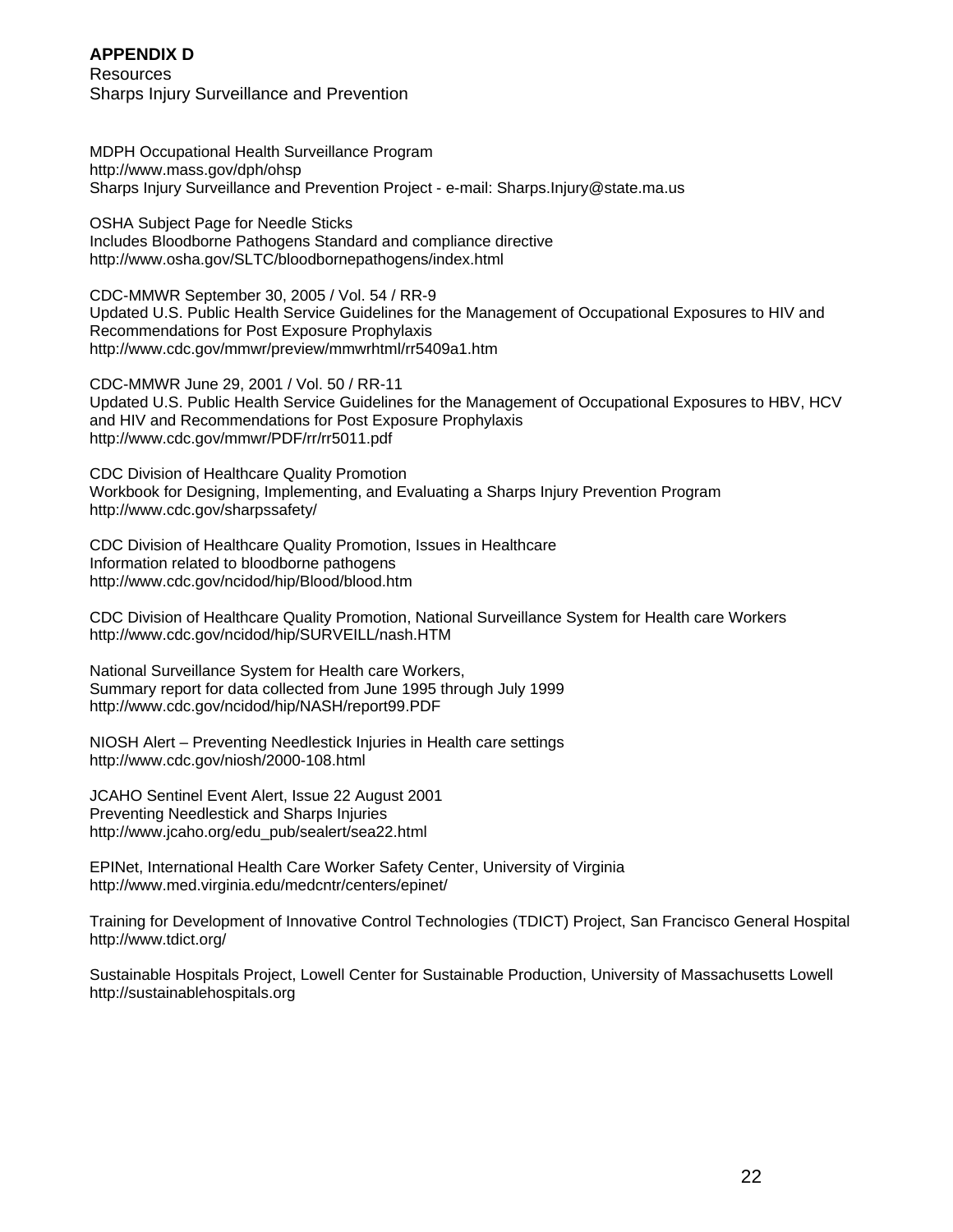**APPENDIX D**
Resources
Sharps Injury Surveillance and Prevention

MDPH Occupational Health Surveillance Program
http://www.mass.gov/dph/ohsp
Sharps Injury Surveillance and Prevention Project - e-mail: Sharps.Injury@state.ma.us

OSHA Subject Page for Needle Sticks
Includes Bloodborne Pathogens Standard and compliance directive
http://www.osha.gov/SLTC/bloodbornepathogens/index.html

CDC-MMWR September 30, 2005 / Vol. 54 / RR-9
Updated U.S. Public Health Service Guidelines for the Management of Occupational Exposures to HIV and Recommendations for Post Exposure Prophylaxis
http://www.cdc.gov/mmwr/preview/mmwrhtml/rr5409a1.htm

CDC-MMWR June 29, 2001 / Vol. 50 / RR-11
Updated U.S. Public Health Service Guidelines for the Management of Occupational Exposures to HBV, HCV and HIV and Recommendations for Post Exposure Prophylaxis
http://www.cdc.gov/mmwr/PDF/rr/rr5011.pdf

CDC Division of Healthcare Quality Promotion
Workbook for Designing, Implementing, and Evaluating a Sharps Injury Prevention Program
http://www.cdc.gov/sharpssafety/

CDC Division of Healthcare Quality Promotion, Issues in Healthcare
Information related to bloodborne pathogens
http://www.cdc.gov/ncidod/hip/Blood/blood.htm

CDC Division of Healthcare Quality Promotion, National Surveillance System for Health care Workers
http://www.cdc.gov/ncidod/hip/SURVEILL/nash.HTM

National Surveillance System for Health care Workers,
Summary report for data collected from June 1995 through July 1999
http://www.cdc.gov/ncidod/hip/NASH/report99.PDF

NIOSH Alert – Preventing Needlestick Injuries in Health care settings
http://www.cdc.gov/niosh/2000-108.html

JCAHO Sentinel Event Alert, Issue 22 August 2001
Preventing Needlestick and Sharps Injuries
http://www.jcaho.org/edu_pub/sealert/sea22.html

EPINet, International Health Care Worker Safety Center, University of Virginia
http://www.med.virginia.edu/medcntr/centers/epinet/

Training for Development of Innovative Control Technologies (TDICT) Project, San Francisco General Hospital
http://www.tdict.org/

Sustainable Hospitals Project, Lowell Center for Sustainable Production, University of Massachusetts Lowell
http://sustainablehospitals.org